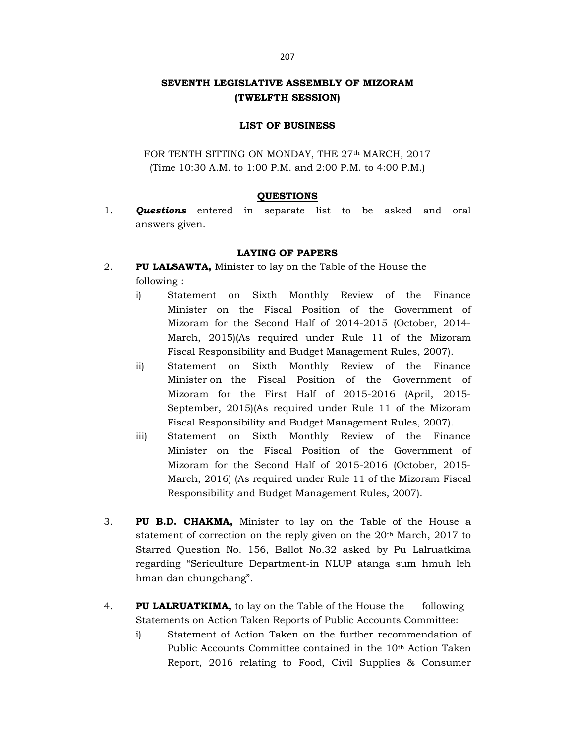**SEVENTH LEGISLATIVE ASSEMBLY OF MIZORAM**
**(TWELFTH SESSION)**

**LIST OF BUSINESS**

FOR TENTH SITTING ON MONDAY, THE 27th MARCH, 2017
(Time 10:30 A.M. to 1:00 P.M. and 2:00 P.M. to 4:00 P.M.)

**QUESTIONS**

1. ***Questions*** entered in separate list to be asked and oral answers given.

**LAYING OF PAPERS**

2. **PU LALSAWTA,** Minister to lay on the Table of the House the following :
   i) Statement on Sixth Monthly Review of the Finance Minister on the Fiscal Position of the Government of Mizoram for the Second Half of 2014-2015 (October, 2014-March, 2015)(As required under Rule 11 of the Mizoram Fiscal Responsibility and Budget Management Rules, 2007).
   ii) Statement on Sixth Monthly Review of the Finance Minister on the Fiscal Position of the Government of Mizoram for the First Half of 2015-2016 (April, 2015-September, 2015)(As required under Rule 11 of the Mizoram Fiscal Responsibility and Budget Management Rules, 2007).
   iii) Statement on Sixth Monthly Review of the Finance Minister on the Fiscal Position of the Government of Mizoram for the Second Half of 2015-2016 (October, 2015-March, 2016) (As required under Rule 11 of the Mizoram Fiscal Responsibility and Budget Management Rules, 2007).

3. **PU B.D. CHAKMA,** Minister to lay on the Table of the House a statement of correction on the reply given on the 20th March, 2017 to Starred Question No. 156, Ballot No.32 asked by Pu Lalruatkima regarding "Sericulture Department-in NLUP atanga sum hmuh leh hman dan chungchang".

4. **PU LALRUATKIMA,** to lay on the Table of the House the following Statements on Action Taken Reports of Public Accounts Committee:
   i) Statement of Action Taken on the further recommendation of Public Accounts Committee contained in the 10th Action Taken Report, 2016 relating to Food, Civil Supplies & Consumer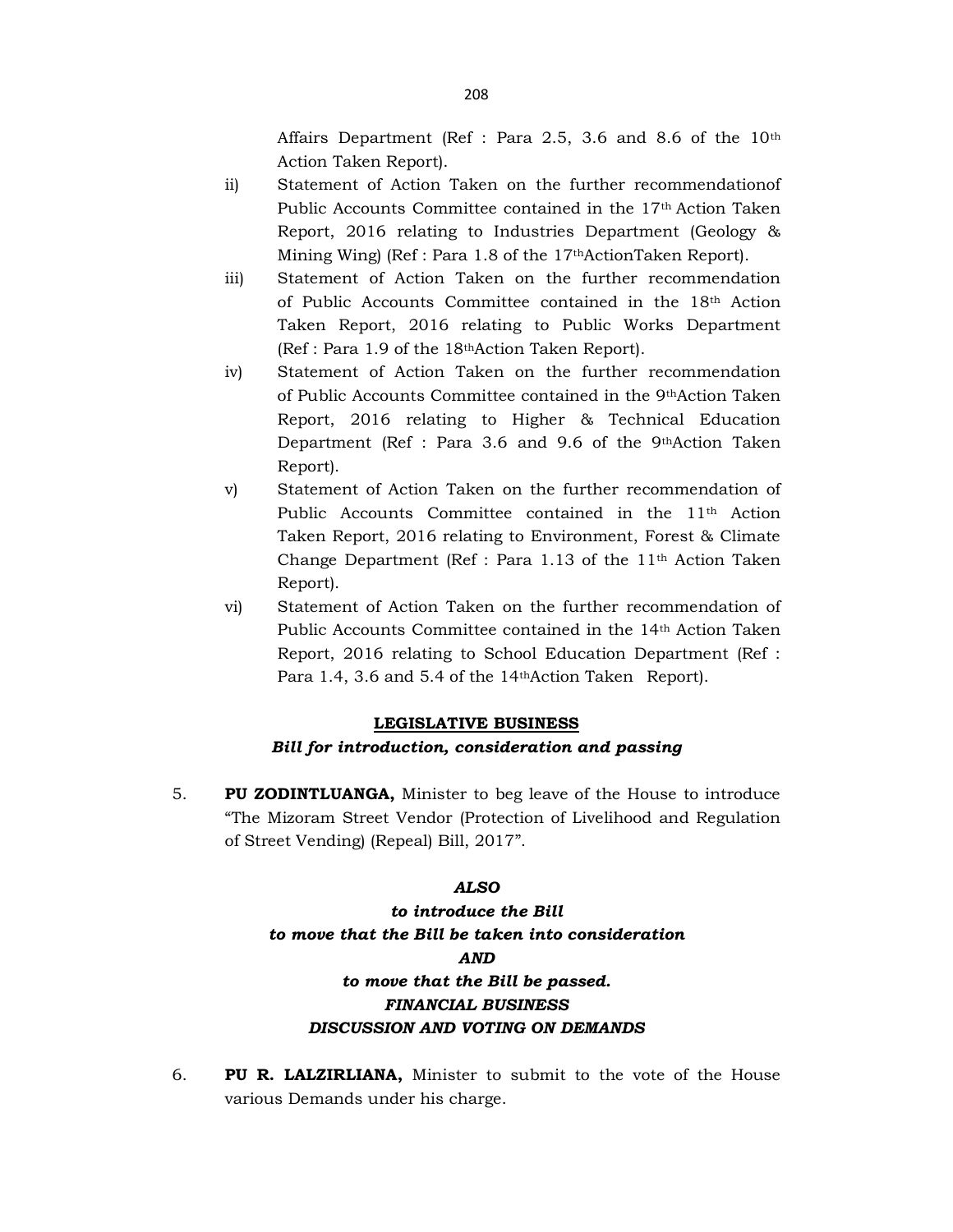Affairs Department (Ref : Para 2.5, 3.6 and 8.6 of the 10th Action Taken Report).

ii) Statement of Action Taken on the further recommendationof Public Accounts Committee contained in the 17th Action Taken Report, 2016 relating to Industries Department (Geology & Mining Wing) (Ref : Para 1.8 of the 17thActionTaken Report).

iii) Statement of Action Taken on the further recommendation of Public Accounts Committee contained in the 18th Action Taken Report, 2016 relating to Public Works Department (Ref : Para 1.9 of the 18thAction Taken Report).

iv) Statement of Action Taken on the further recommendation of Public Accounts Committee contained in the 9thAction Taken Report, 2016 relating to Higher & Technical Education Department (Ref : Para 3.6 and 9.6 of the 9thAction Taken Report).

v) Statement of Action Taken on the further recommendation of Public Accounts Committee contained in the 11th Action Taken Report, 2016 relating to Environment, Forest & Climate Change Department (Ref : Para 1.13 of the 11th Action Taken Report).

vi) Statement of Action Taken on the further recommendation of Public Accounts Committee contained in the 14th Action Taken Report, 2016 relating to School Education Department (Ref : Para 1.4, 3.6 and 5.4 of the 14thAction Taken Report).

**LEGISLATIVE BUSINESS**

***Bill for introduction, consideration and passing***

5. **PU ZODINTLUANGA,** Minister to beg leave of the House to introduce "The Mizoram Street Vendor (Protection of Livelihood and Regulation of Street Vending) (Repeal) Bill, 2017".

***ALSO***

***to introduce the Bill***

***to move that the Bill be taken into consideration***

***AND***

***to move that the Bill be passed.***

***FINANCIAL BUSINESS***

***DISCUSSION AND VOTING ON DEMANDS***

6. **PU R. LALZIRLIANA,** Minister to submit to the vote of the House various Demands under his charge.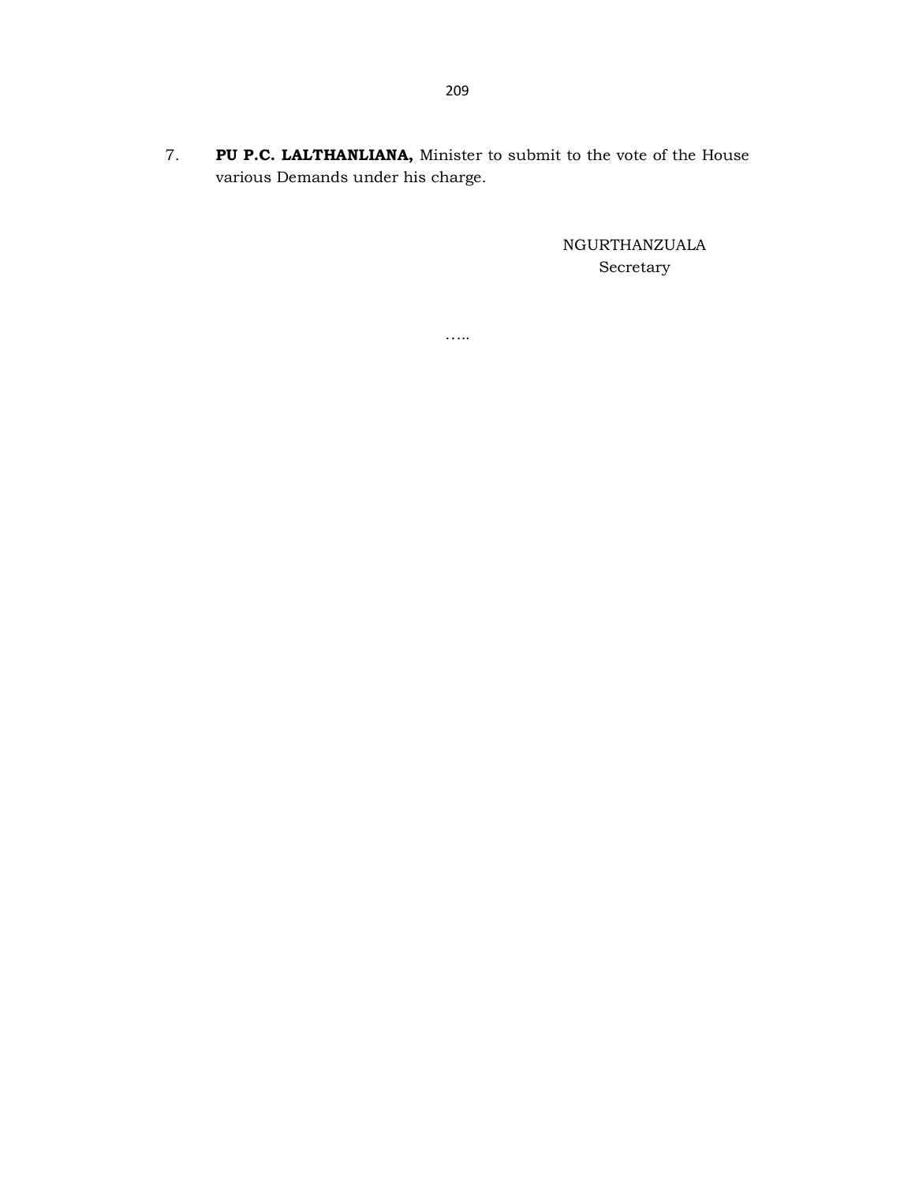7. **PU P.C. LALTHANLIANA,** Minister to submit to the vote of the House various Demands under his charge.

NGURTHANZUALA
Secretary

…..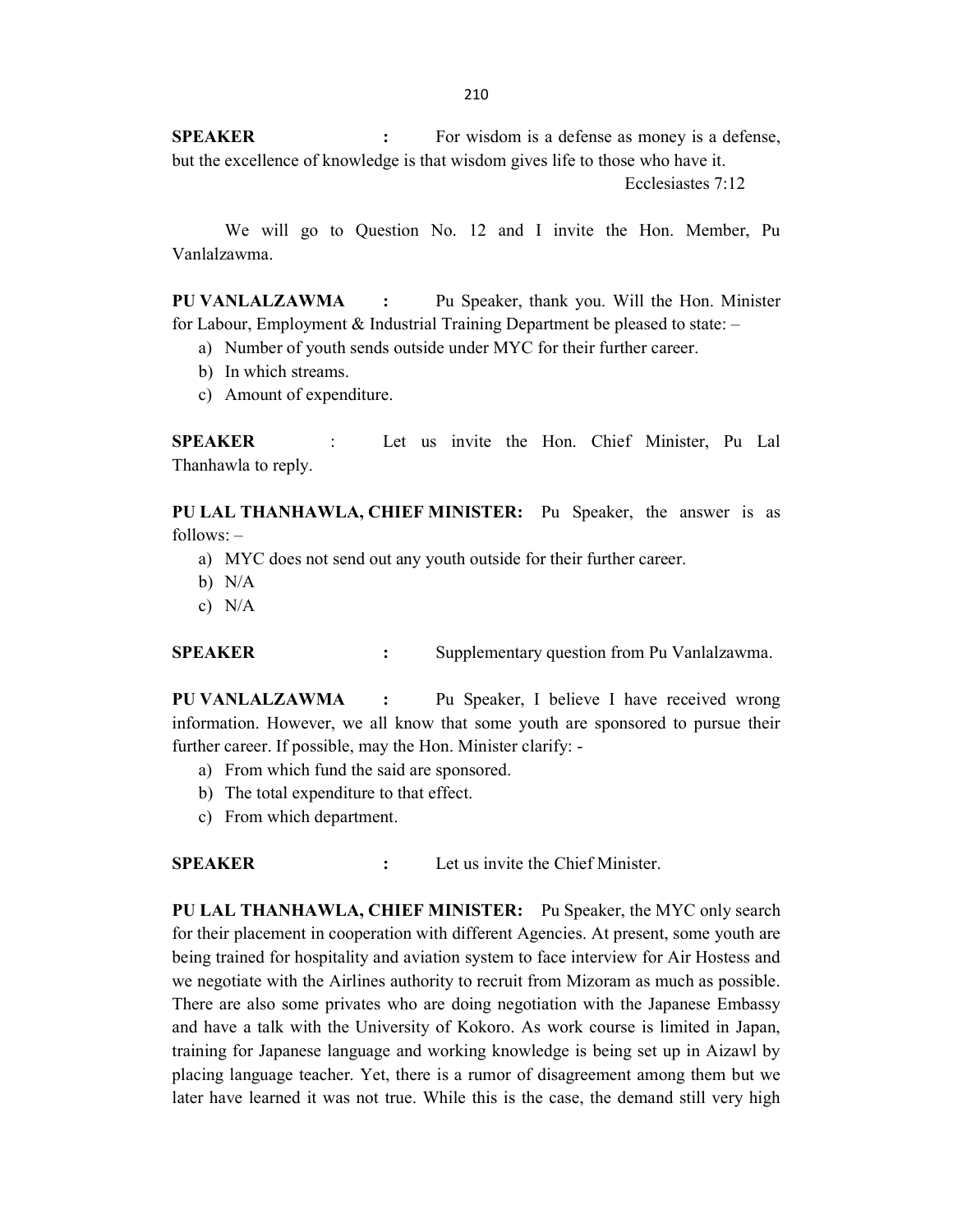**SPEAKER** : For wisdom is a defense as money is a defense, but the excellence of knowledge is that wisdom gives life to those who have it.

Ecclesiastes 7:12

We will go to Question No. 12 and I invite the Hon. Member, Pu Vanlalzawma.

**PU VANLALZAWMA** : Pu Speaker, thank you. Will the Hon. Minister for Labour, Employment & Industrial Training Department be pleased to state: –

a) Number of youth sends outside under MYC for their further career.
b) In which streams.
c) Amount of expenditure.

**SPEAKER** : Let us invite the Hon. Chief Minister, Pu Lal Thanhawla to reply.

**PU LAL THANHAWLA, CHIEF MINISTER:** Pu Speaker, the answer is as follows: –

a) MYC does not send out any youth outside for their further career.
b) N/A
c) N/A

**SPEAKER** : Supplementary question from Pu Vanlalzawma.

**PU VANLALZAWMA** : Pu Speaker, I believe I have received wrong information. However, we all know that some youth are sponsored to pursue their further career. If possible, may the Hon. Minister clarify: -

a) From which fund the said are sponsored.
b) The total expenditure to that effect.
c) From which department.

**SPEAKER** : Let us invite the Chief Minister.

**PU LAL THANHAWLA, CHIEF MINISTER:** Pu Speaker, the MYC only search for their placement in cooperation with different Agencies. At present, some youth are being trained for hospitality and aviation system to face interview for Air Hostess and we negotiate with the Airlines authority to recruit from Mizoram as much as possible. There are also some privates who are doing negotiation with the Japanese Embassy and have a talk with the University of Kokoro. As work course is limited in Japan, training for Japanese language and working knowledge is being set up in Aizawl by placing language teacher. Yet, there is a rumor of disagreement among them but we later have learned it was not true. While this is the case, the demand still very high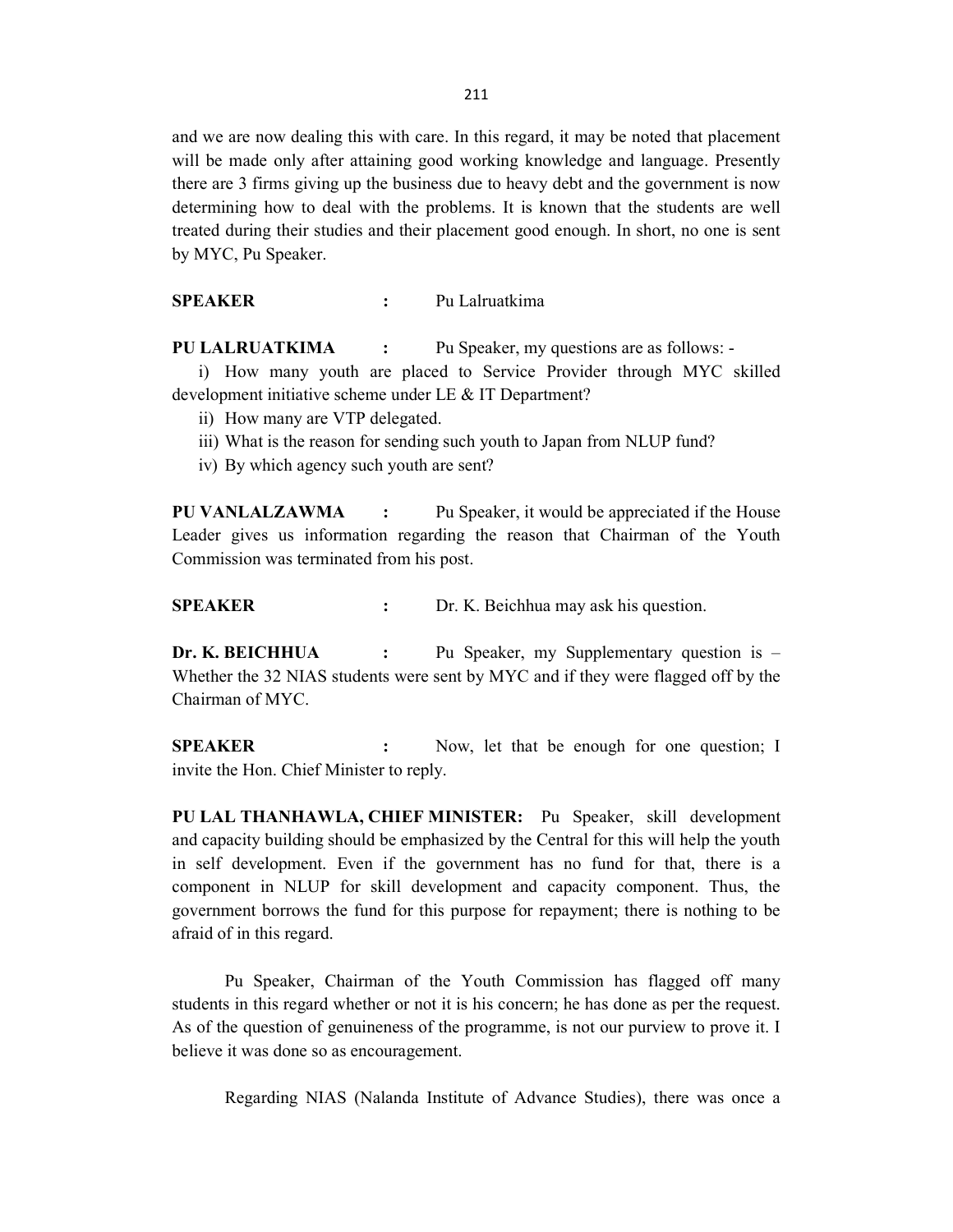and we are now dealing this with care. In this regard, it may be noted that placement will be made only after attaining good working knowledge and language. Presently there are 3 firms giving up the business due to heavy debt and the government is now determining how to deal with the problems. It is known that the students are well treated during their studies and their placement good enough. In short, no one is sent by MYC, Pu Speaker.

**SPEAKER** : Pu Lalruatkima

**PU LALRUATKIMA** : Pu Speaker, my questions are as follows: -

i) How many youth are placed to Service Provider through MYC skilled development initiative scheme under LE & IT Department?

ii) How many are VTP delegated.

iii) What is the reason for sending such youth to Japan from NLUP fund?

iv) By which agency such youth are sent?

**PU VANLALZAWMA** : Pu Speaker, it would be appreciated if the House Leader gives us information regarding the reason that Chairman of the Youth Commission was terminated from his post.

**SPEAKER** : Dr. K. Beichhua may ask his question.

**Dr. K. BEICHHUA** : Pu Speaker, my Supplementary question is – Whether the 32 NIAS students were sent by MYC and if they were flagged off by the Chairman of MYC.

**SPEAKER** : Now, let that be enough for one question; I invite the Hon. Chief Minister to reply.

**PU LAL THANHAWLA, CHIEF MINISTER:** Pu Speaker, skill development and capacity building should be emphasized by the Central for this will help the youth in self development. Even if the government has no fund for that, there is a component in NLUP for skill development and capacity component. Thus, the government borrows the fund for this purpose for repayment; there is nothing to be afraid of in this regard.

Pu Speaker, Chairman of the Youth Commission has flagged off many students in this regard whether or not it is his concern; he has done as per the request. As of the question of genuineness of the programme, is not our purview to prove it. I believe it was done so as encouragement.

Regarding NIAS (Nalanda Institute of Advance Studies), there was once a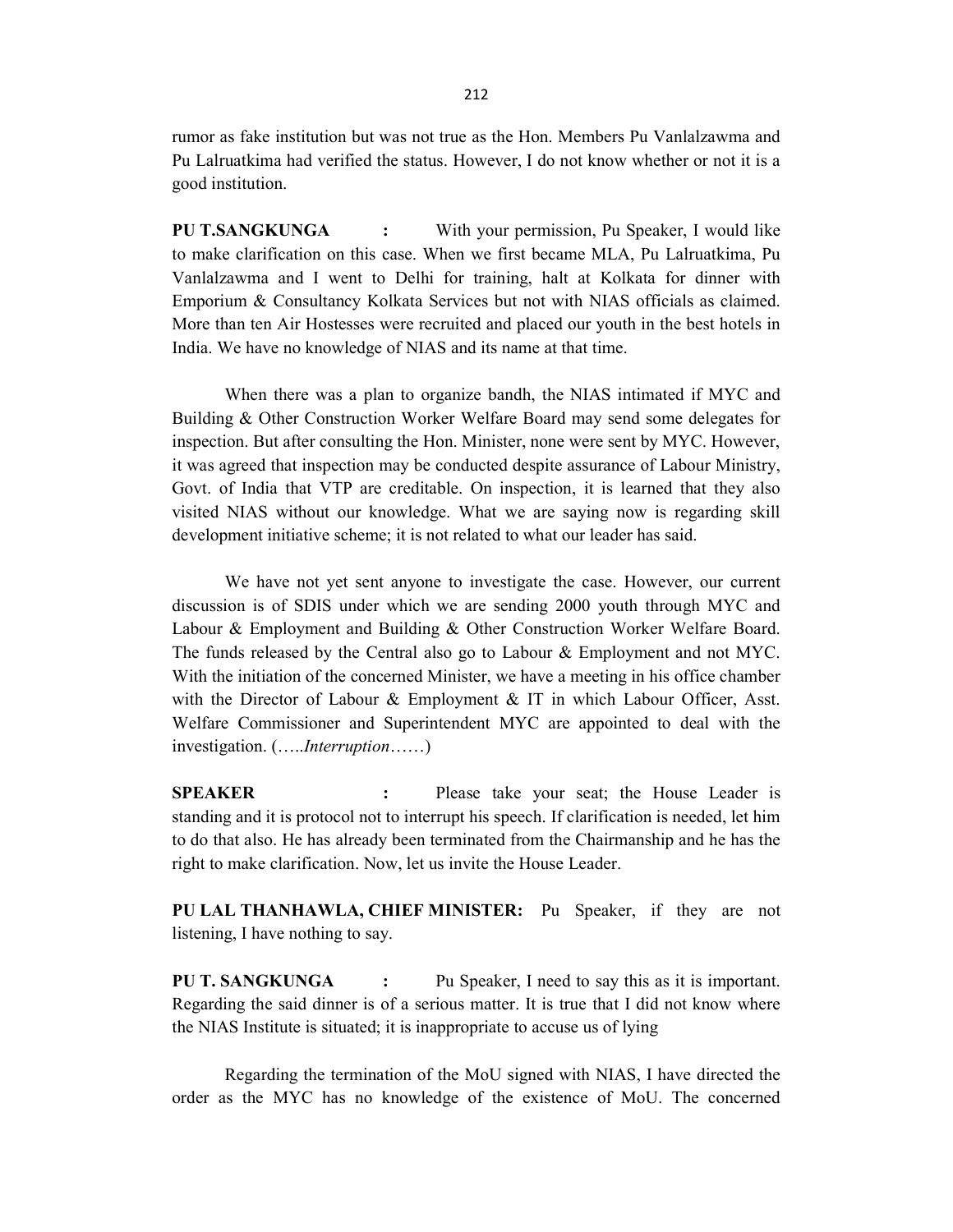rumor as fake institution but was not true as the Hon. Members Pu Vanlalzawma and Pu Lalruatkima had verified the status. However, I do not know whether or not it is a good institution.

**PU T.SANGKUNGA :** With your permission, Pu Speaker, I would like to make clarification on this case. When we first became MLA, Pu Lalruatkima, Pu Vanlalzawma and I went to Delhi for training, halt at Kolkata for dinner with Emporium & Consultancy Kolkata Services but not with NIAS officials as claimed. More than ten Air Hostesses were recruited and placed our youth in the best hotels in India. We have no knowledge of NIAS and its name at that time.

When there was a plan to organize bandh, the NIAS intimated if MYC and Building & Other Construction Worker Welfare Board may send some delegates for inspection. But after consulting the Hon. Minister, none were sent by MYC. However, it was agreed that inspection may be conducted despite assurance of Labour Ministry, Govt. of India that VTP are creditable. On inspection, it is learned that they also visited NIAS without our knowledge. What we are saying now is regarding skill development initiative scheme; it is not related to what our leader has said.

We have not yet sent anyone to investigate the case. However, our current discussion is of SDIS under which we are sending 2000 youth through MYC and Labour & Employment and Building & Other Construction Worker Welfare Board. The funds released by the Central also go to Labour & Employment and not MYC. With the initiation of the concerned Minister, we have a meeting in his office chamber with the Director of Labour & Employment & IT in which Labour Officer, Asst. Welfare Commissioner and Superintendent MYC are appointed to deal with the investigation. (…..*Interruption*……)

**SPEAKER :** Please take your seat; the House Leader is standing and it is protocol not to interrupt his speech. If clarification is needed, let him to do that also. He has already been terminated from the Chairmanship and he has the right to make clarification. Now, let us invite the House Leader.

**PU LAL THANHAWLA, CHIEF MINISTER:** Pu Speaker, if they are not listening, I have nothing to say.

**PU T. SANGKUNGA :** Pu Speaker, I need to say this as it is important. Regarding the said dinner is of a serious matter. It is true that I did not know where the NIAS Institute is situated; it is inappropriate to accuse us of lying

Regarding the termination of the MoU signed with NIAS, I have directed the order as the MYC has no knowledge of the existence of MoU. The concerned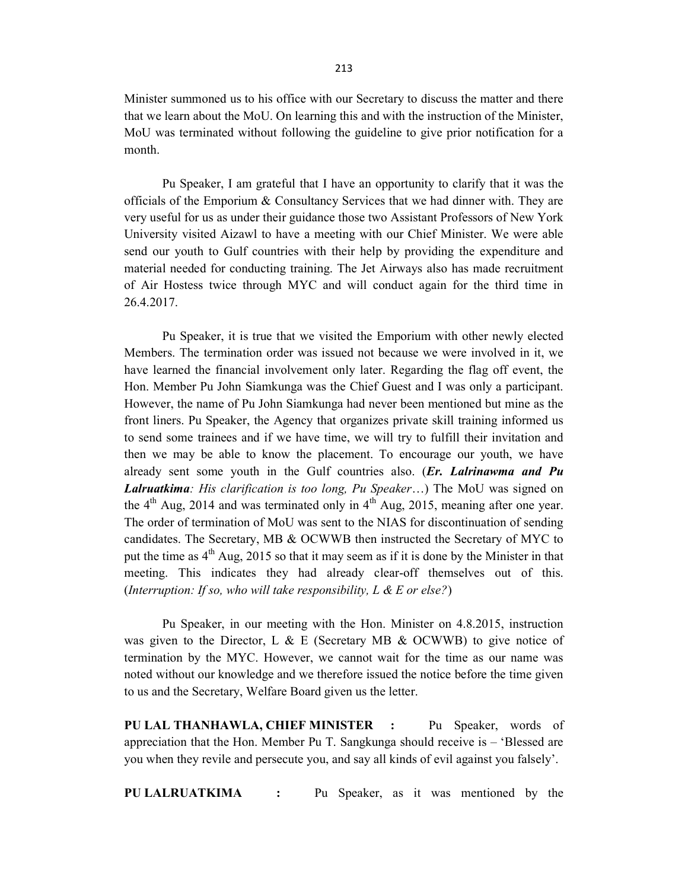Minister summoned us to his office with our Secretary to discuss the matter and there that we learn about the MoU. On learning this and with the instruction of the Minister, MoU was terminated without following the guideline to give prior notification for a month.

Pu Speaker, I am grateful that I have an opportunity to clarify that it was the officials of the Emporium & Consultancy Services that we had dinner with. They are very useful for us as under their guidance those two Assistant Professors of New York University visited Aizawl to have a meeting with our Chief Minister. We were able send our youth to Gulf countries with their help by providing the expenditure and material needed for conducting training. The Jet Airways also has made recruitment of Air Hostess twice through MYC and will conduct again for the third time in 26.4.2017.

Pu Speaker, it is true that we visited the Emporium with other newly elected Members. The termination order was issued not because we were involved in it, we have learned the financial involvement only later. Regarding the flag off event, the Hon. Member Pu John Siamkunga was the Chief Guest and I was only a participant. However, the name of Pu John Siamkunga had never been mentioned but mine as the front liners. Pu Speaker, the Agency that organizes private skill training informed us to send some trainees and if we have time, we will try to fulfill their invitation and then we may be able to know the placement. To encourage our youth, we have already sent some youth in the Gulf countries also. (***Er. Lalrinawma and Pu Lalruatkima****: His clarification is too long, Pu Speaker*…) The MoU was signed on the 4th Aug, 2014 and was terminated only in 4th Aug, 2015, meaning after one year. The order of termination of MoU was sent to the NIAS for discontinuation of sending candidates. The Secretary, MB & OCWWB then instructed the Secretary of MYC to put the time as 4th Aug, 2015 so that it may seem as if it is done by the Minister in that meeting. This indicates they had already clear-off themselves out of this. (*Interruption: If so, who will take responsibility, L & E or else?*)

Pu Speaker, in our meeting with the Hon. Minister on 4.8.2015, instruction was given to the Director, L & E (Secretary MB & OCWWB) to give notice of termination by the MYC. However, we cannot wait for the time as our name was noted without our knowledge and we therefore issued the notice before the time given to us and the Secretary, Welfare Board given us the letter.

**PU LAL THANHAWLA, CHIEF MINISTER :** Pu Speaker, words of appreciation that the Hon. Member Pu T. Sangkunga should receive is – 'Blessed are you when they revile and persecute you, and say all kinds of evil against you falsely'.

**PU LALRUATKIMA :** Pu Speaker, as it was mentioned by the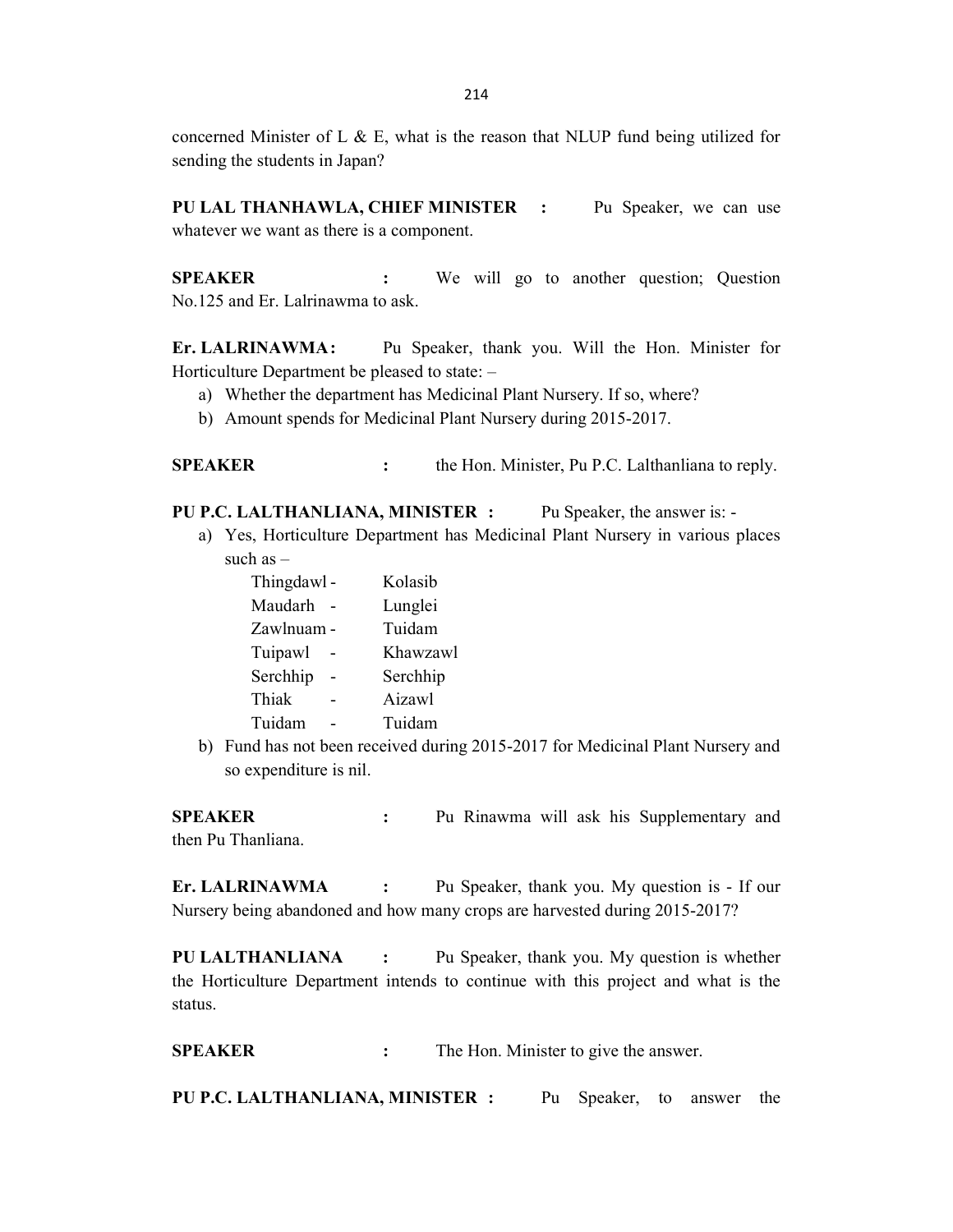concerned Minister of L & E, what is the reason that NLUP fund being utilized for sending the students in Japan?

**PU LAL THANHAWLA, CHIEF MINISTER :** Pu Speaker, we can use whatever we want as there is a component.

**SPEAKER :** We will go to another question; Question No.125 and Er. Lalrinawma to ask.

**Er. LALRINAWMA :** Pu Speaker, thank you. Will the Hon. Minister for Horticulture Department be pleased to state: –

a) Whether the department has Medicinal Plant Nursery. If so, where?
b) Amount spends for Medicinal Plant Nursery during 2015-2017.

**SPEAKER :** the Hon. Minister, Pu P.C. Lalthanliana to reply.

**PU P.C. LALTHANLIANA, MINISTER :** Pu Speaker, the answer is: -

a) Yes, Horticulture Department has Medicinal Plant Nursery in various places such as –

   Thingdawl - Kolasib
   Maudarh - Lunglei
   Zawlnuam - Tuidam
   Tuipawl - Khawzawl
   Serchhip - Serchhip
   Thiak - Aizawl
   Tuidam - Tuidam

b) Fund has not been received during 2015-2017 for Medicinal Plant Nursery and so expenditure is nil.

**SPEAKER :** Pu Rinawma will ask his Supplementary and then Pu Thanliana.

**Er. LALRINAWMA :** Pu Speaker, thank you. My question is - If our Nursery being abandoned and how many crops are harvested during 2015-2017?

**PU LALTHANLIANA :** Pu Speaker, thank you. My question is whether the Horticulture Department intends to continue with this project and what is the status.

**SPEAKER :** The Hon. Minister to give the answer.

**PU P.C. LALTHANLIANA, MINISTER :** Pu Speaker, to answer the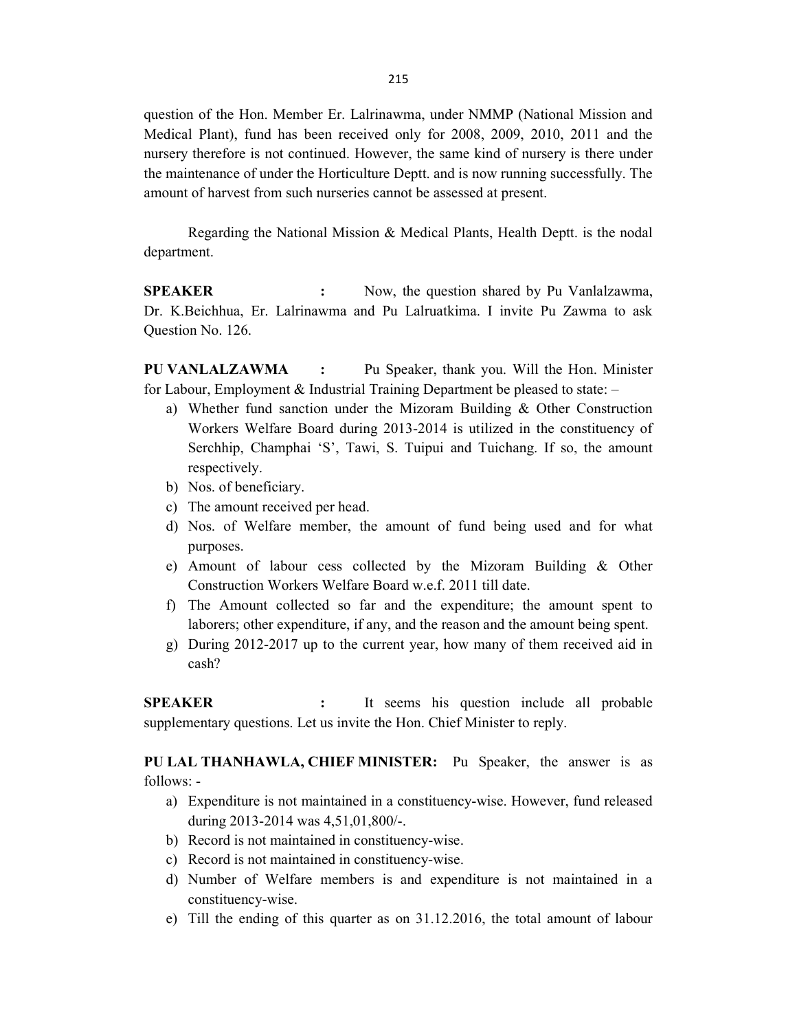question of the Hon. Member Er. Lalrinawma, under NMMP (National Mission and Medical Plant), fund has been received only for 2008, 2009, 2010, 2011 and the nursery therefore is not continued. However, the same kind of nursery is there under the maintenance of under the Horticulture Deptt. and is now running successfully. The amount of harvest from such nurseries cannot be assessed at present.

Regarding the National Mission & Medical Plants, Health Deptt. is the nodal department.

**SPEAKER :** Now, the question shared by Pu Vanlalzawma, Dr. K.Beichhua, Er. Lalrinawma and Pu Lalruatkima. I invite Pu Zawma to ask Question No. 126.

**PU VANLALZAWMA :** Pu Speaker, thank you. Will the Hon. Minister for Labour, Employment & Industrial Training Department be pleased to state: –

a) Whether fund sanction under the Mizoram Building & Other Construction Workers Welfare Board during 2013-2014 is utilized in the constituency of Serchhip, Champhai 'S', Tawi, S. Tuipui and Tuichang. If so, the amount respectively.
b) Nos. of beneficiary.
c) The amount received per head.
d) Nos. of Welfare member, the amount of fund being used and for what purposes.
e) Amount of labour cess collected by the Mizoram Building & Other Construction Workers Welfare Board w.e.f. 2011 till date.
f) The Amount collected so far and the expenditure; the amount spent to laborers; other expenditure, if any, and the reason and the amount being spent.
g) During 2012-2017 up to the current year, how many of them received aid in cash?

**SPEAKER :** It seems his question include all probable supplementary questions. Let us invite the Hon. Chief Minister to reply.

**PU LAL THANHAWLA, CHIEF MINISTER:** Pu Speaker, the answer is as follows: -

a) Expenditure is not maintained in a constituency-wise. However, fund released during 2013-2014 was 4,51,01,800/-.
b) Record is not maintained in constituency-wise.
c) Record is not maintained in constituency-wise.
d) Number of Welfare members is and expenditure is not maintained in a constituency-wise.
e) Till the ending of this quarter as on 31.12.2016, the total amount of labour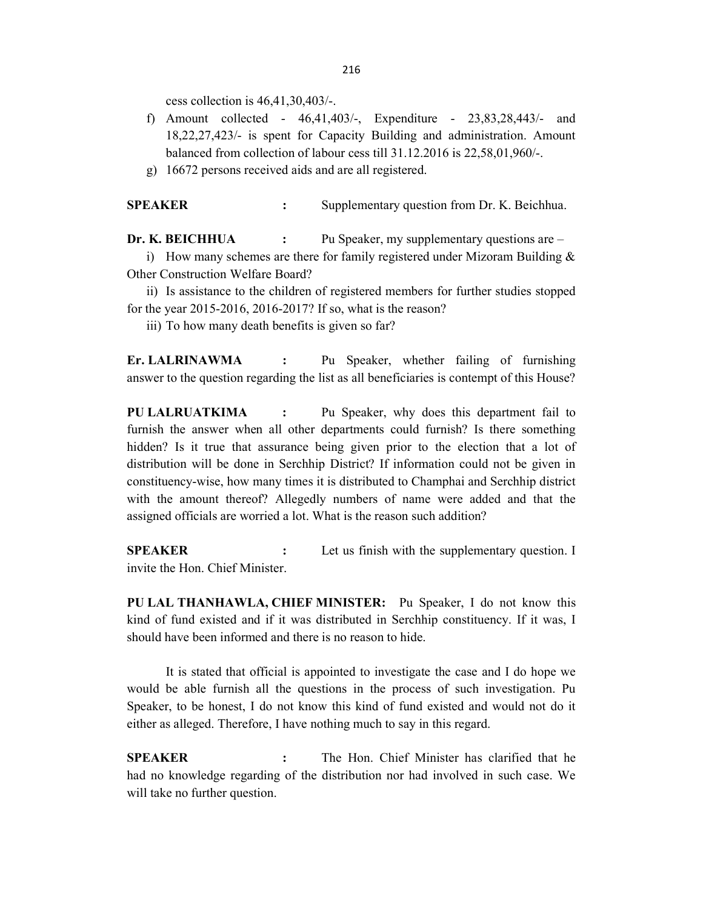cess collection is 46,41,30,403/-.

f) Amount collected - 46,41,403/-, Expenditure - 23,83,28,443/- and 18,22,27,423/- is spent for Capacity Building and administration. Amount balanced from collection of labour cess till 31.12.2016 is 22,58,01,960/-.

g) 16672 persons received aids and are all registered.

**SPEAKER** : Supplementary question from Dr. K. Beichhua.

**Dr. K. BEICHHUA** : Pu Speaker, my supplementary questions are –

i) How many schemes are there for family registered under Mizoram Building & Other Construction Welfare Board?

ii) Is assistance to the children of registered members for further studies stopped for the year 2015-2016, 2016-2017? If so, what is the reason?

iii) To how many death benefits is given so far?

**Er. LALRINAWMA** : Pu Speaker, whether failing of furnishing answer to the question regarding the list as all beneficiaries is contempt of this House?

**PU LALRUATKIMA** : Pu Speaker, why does this department fail to furnish the answer when all other departments could furnish? Is there something hidden? Is it true that assurance being given prior to the election that a lot of distribution will be done in Serchhip District? If information could not be given in constituency-wise, how many times it is distributed to Champhai and Serchhip district with the amount thereof? Allegedly numbers of name were added and that the assigned officials are worried a lot. What is the reason such addition?

**SPEAKER** : Let us finish with the supplementary question. I invite the Hon. Chief Minister.

**PU LAL THANHAWLA, CHIEF MINISTER:** Pu Speaker, I do not know this kind of fund existed and if it was distributed in Serchhip constituency. If it was, I should have been informed and there is no reason to hide.

It is stated that official is appointed to investigate the case and I do hope we would be able furnish all the questions in the process of such investigation. Pu Speaker, to be honest, I do not know this kind of fund existed and would not do it either as alleged. Therefore, I have nothing much to say in this regard.

**SPEAKER** : The Hon. Chief Minister has clarified that he had no knowledge regarding of the distribution nor had involved in such case. We will take no further question.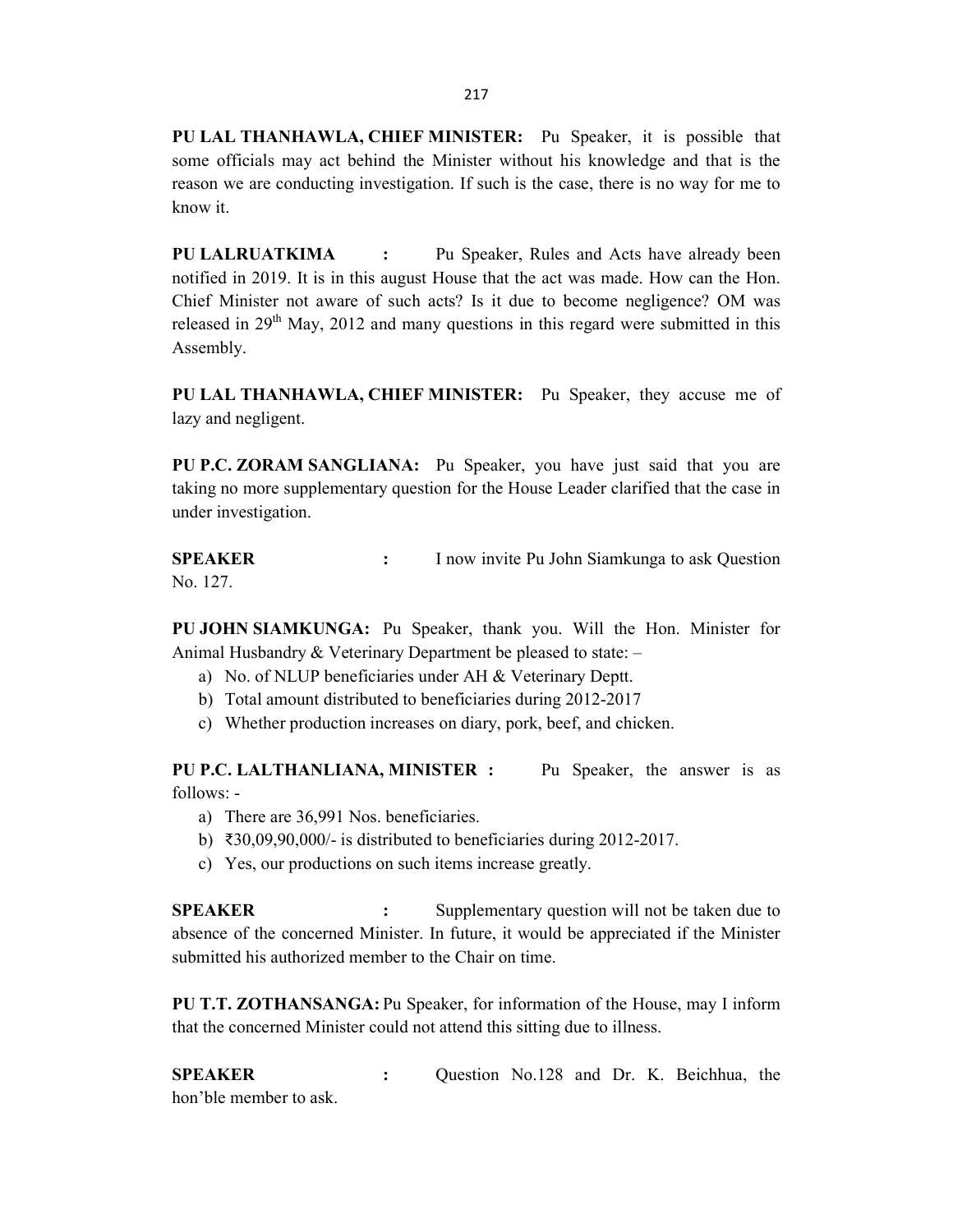**PU LAL THANHAWLA, CHIEF MINISTER:** Pu Speaker, it is possible that some officials may act behind the Minister without his knowledge and that is the reason we are conducting investigation. If such is the case, there is no way for me to know it.

**PU LALRUATKIMA :** Pu Speaker, Rules and Acts have already been notified in 2019. It is in this august House that the act was made. How can the Hon. Chief Minister not aware of such acts? Is it due to become negligence? OM was released in 29th May, 2012 and many questions in this regard were submitted in this Assembly.

**PU LAL THANHAWLA, CHIEF MINISTER:** Pu Speaker, they accuse me of lazy and negligent.

**PU P.C. ZORAM SANGLIANA:** Pu Speaker, you have just said that you are taking no more supplementary question for the House Leader clarified that the case in under investigation.

**SPEAKER :** I now invite Pu John Siamkunga to ask Question No. 127.

**PU JOHN SIAMKUNGA:** Pu Speaker, thank you. Will the Hon. Minister for Animal Husbandry & Veterinary Department be pleased to state: –

a) No. of NLUP beneficiaries under AH & Veterinary Deptt.
b) Total amount distributed to beneficiaries during 2012-2017
c) Whether production increases on diary, pork, beef, and chicken.

**PU P.C. LALTHANLIANA, MINISTER :** Pu Speaker, the answer is as follows: -

a) There are 36,991 Nos. beneficiaries.
b) ₹30,09,90,000/- is distributed to beneficiaries during 2012-2017.
c) Yes, our productions on such items increase greatly.

**SPEAKER :** Supplementary question will not be taken due to absence of the concerned Minister. In future, it would be appreciated if the Minister submitted his authorized member to the Chair on time.

**PU T.T. ZOTHANSANGA:** Pu Speaker, for information of the House, may I inform that the concerned Minister could not attend this sitting due to illness.

**SPEAKER :** Question No.128 and Dr. K. Beichhua, the hon'ble member to ask.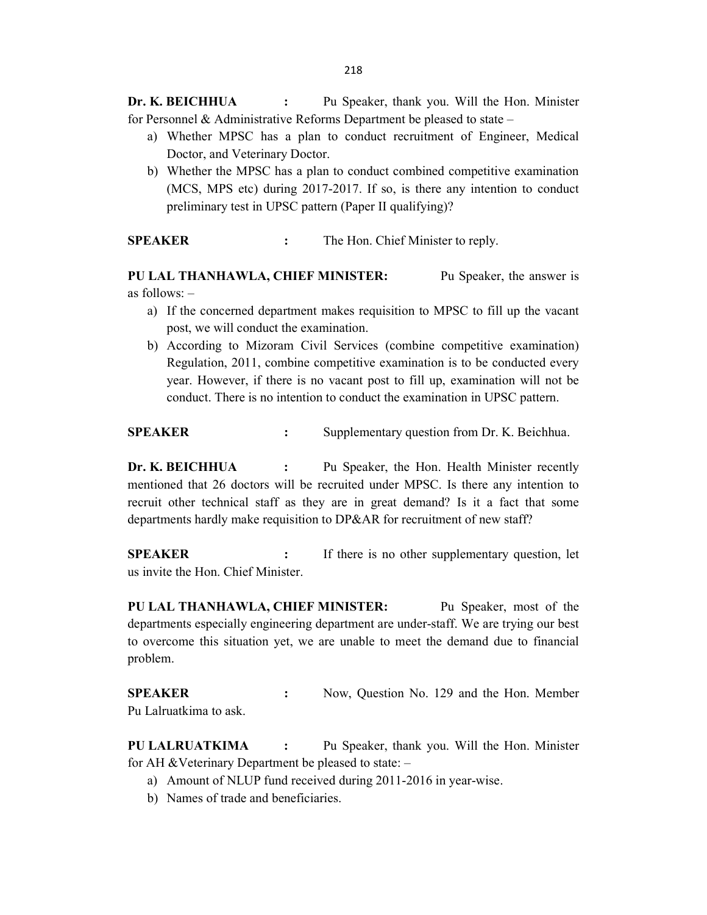**Dr. K. BEICHHUA :** Pu Speaker, thank you. Will the Hon. Minister for Personnel & Administrative Reforms Department be pleased to state –

a) Whether MPSC has a plan to conduct recruitment of Engineer, Medical Doctor, and Veterinary Doctor.
b) Whether the MPSC has a plan to conduct combined competitive examination (MCS, MPS etc) during 2017-2017. If so, is there any intention to conduct preliminary test in UPSC pattern (Paper II qualifying)?

**SPEAKER :** The Hon. Chief Minister to reply.

**PU LAL THANHAWLA, CHIEF MINISTER:** Pu Speaker, the answer is as follows: –

a) If the concerned department makes requisition to MPSC to fill up the vacant post, we will conduct the examination.
b) According to Mizoram Civil Services (combine competitive examination) Regulation, 2011, combine competitive examination is to be conducted every year. However, if there is no vacant post to fill up, examination will not be conduct. There is no intention to conduct the examination in UPSC pattern.

**SPEAKER :** Supplementary question from Dr. K. Beichhua.

**Dr. K. BEICHHUA :** Pu Speaker, the Hon. Health Minister recently mentioned that 26 doctors will be recruited under MPSC. Is there any intention to recruit other technical staff as they are in great demand? Is it a fact that some departments hardly make requisition to DP&AR for recruitment of new staff?

**SPEAKER :** If there is no other supplementary question, let us invite the Hon. Chief Minister.

**PU LAL THANHAWLA, CHIEF MINISTER:** Pu Speaker, most of the departments especially engineering department are under-staff. We are trying our best to overcome this situation yet, we are unable to meet the demand due to financial problem.

**SPEAKER :** Now, Question No. 129 and the Hon. Member Pu Lalruatkima to ask.

**PU LALRUATKIMA :** Pu Speaker, thank you. Will the Hon. Minister for AH &Veterinary Department be pleased to state: –

a) Amount of NLUP fund received during 2011-2016 in year-wise.
b) Names of trade and beneficiaries.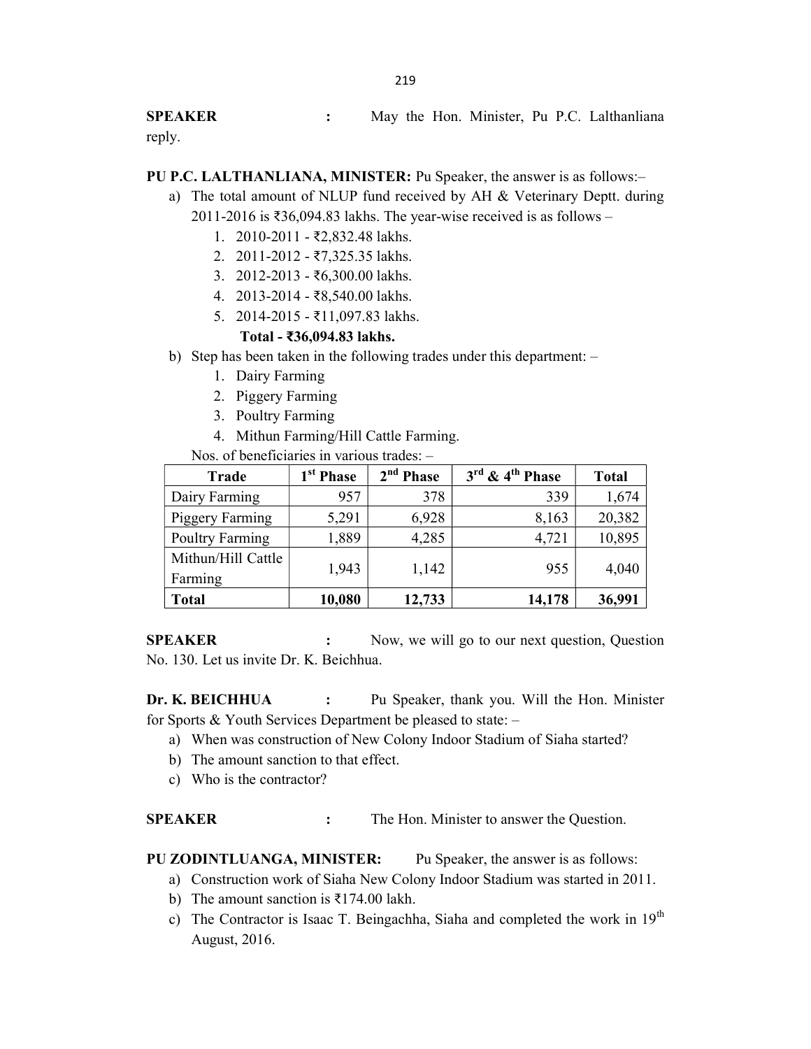**SPEAKER** : May the Hon. Minister, Pu P.C. Lalthanliana reply.

**PU P.C. LALTHANLIANA, MINISTER:** Pu Speaker, the answer is as follows:–

a) The total amount of NLUP fund received by AH & Veterinary Deptt. during 2011-2016 is ₹36,094.83 lakhs. The year-wise received is as follows –

1. 2010-2011 - ₹2,832.48 lakhs.
2. 2011-2012 - ₹7,325.35 lakhs.
3. 2012-2013 - ₹6,300.00 lakhs.
4. 2013-2014 - ₹8,540.00 lakhs.
5. 2014-2015 - ₹11,097.83 lakhs.

**Total - ₹36,094.83 lakhs.**

b) Step has been taken in the following trades under this department: –

1. Dairy Farming
2. Piggery Farming
3. Poultry Farming
4. Mithun Farming/Hill Cattle Farming.

Nos. of beneficiaries in various trades: –

| Trade | 1st Phase | 2nd Phase | 3rd & 4th Phase | Total |
|---|---|---|---|---|
| Dairy Farming | 957 | 378 | 339 | 1,674 |
| Piggery Farming | 5,291 | 6,928 | 8,163 | 20,382 |
| Poultry Farming | 1,889 | 4,285 | 4,721 | 10,895 |
| Mithun/Hill Cattle Farming | 1,943 | 1,142 | 955 | 4,040 |
| **Total** | **10,080** | **12,733** | **14,178** | **36,991** |

**SPEAKER** : Now, we will go to our next question, Question No. 130. Let us invite Dr. K. Beichhua.

**Dr. K. BEICHHUA** : Pu Speaker, thank you. Will the Hon. Minister for Sports & Youth Services Department be pleased to state: –

a) When was construction of New Colony Indoor Stadium of Siaha started?
b) The amount sanction to that effect.
c) Who is the contractor?

**SPEAKER** : The Hon. Minister to answer the Question.

**PU ZODINTLUANGA, MINISTER:** Pu Speaker, the answer is as follows:

a) Construction work of Siaha New Colony Indoor Stadium was started in 2011.
b) The amount sanction is ₹174.00 lakh.
c) The Contractor is Isaac T. Beingachha, Siaha and completed the work in 19th August, 2016.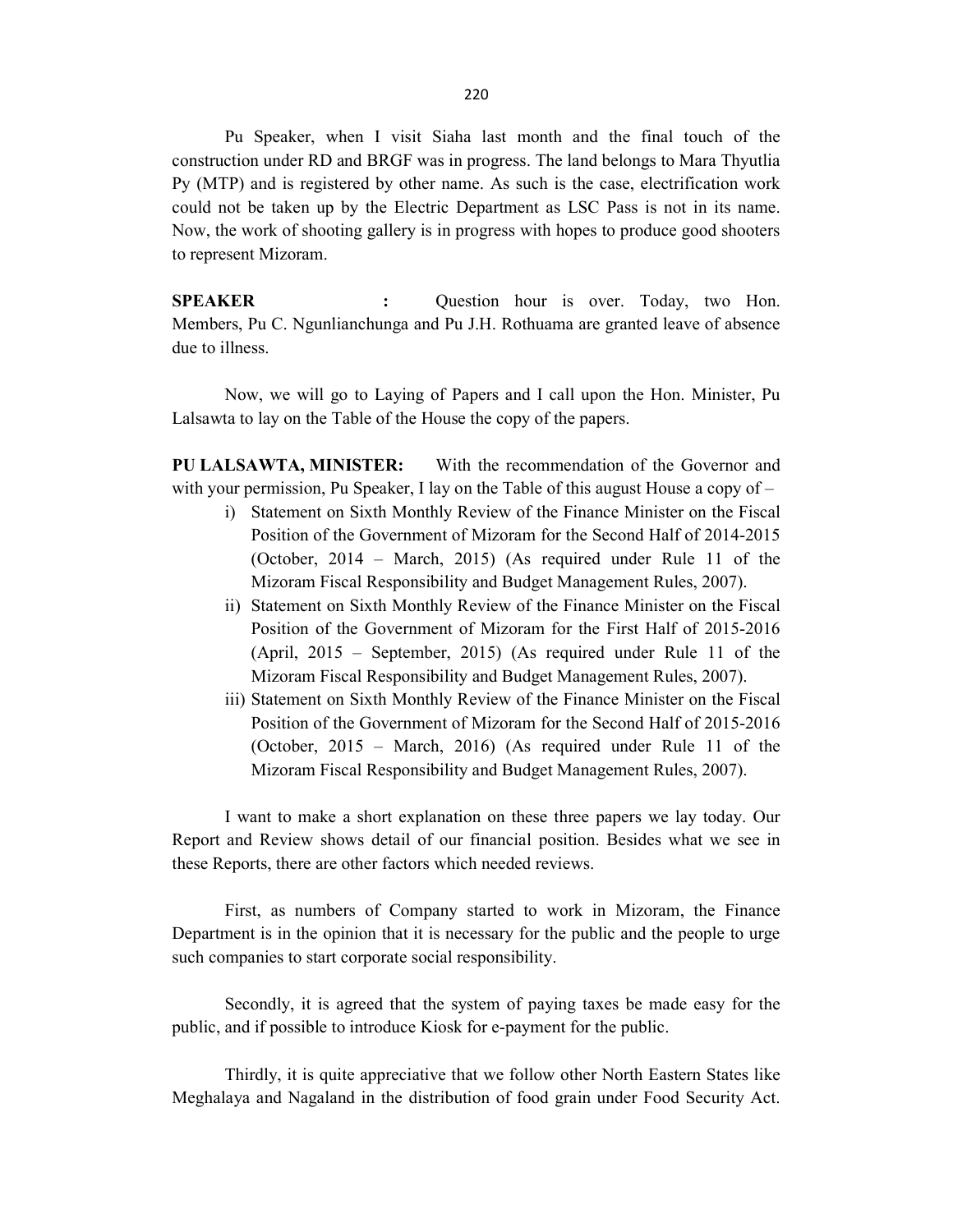Pu Speaker, when I visit Siaha last month and the final touch of the construction under RD and BRGF was in progress. The land belongs to Mara Thyutlia Py (MTP) and is registered by other name. As such is the case, electrification work could not be taken up by the Electric Department as LSC Pass is not in its name. Now, the work of shooting gallery is in progress with hopes to produce good shooters to represent Mizoram.

**SPEAKER :** Question hour is over. Today, two Hon. Members, Pu C. Ngunlianchunga and Pu J.H. Rothuama are granted leave of absence due to illness.

Now, we will go to Laying of Papers and I call upon the Hon. Minister, Pu Lalsawta to lay on the Table of the House the copy of the papers.

**PU LALSAWTA, MINISTER:** With the recommendation of the Governor and with your permission, Pu Speaker, I lay on the Table of this august House a copy of –

i) Statement on Sixth Monthly Review of the Finance Minister on the Fiscal Position of the Government of Mizoram for the Second Half of 2014-2015 (October, 2014 – March, 2015) (As required under Rule 11 of the Mizoram Fiscal Responsibility and Budget Management Rules, 2007).
ii) Statement on Sixth Monthly Review of the Finance Minister on the Fiscal Position of the Government of Mizoram for the First Half of 2015-2016 (April, 2015 – September, 2015) (As required under Rule 11 of the Mizoram Fiscal Responsibility and Budget Management Rules, 2007).
iii) Statement on Sixth Monthly Review of the Finance Minister on the Fiscal Position of the Government of Mizoram for the Second Half of 2015-2016 (October, 2015 – March, 2016) (As required under Rule 11 of the Mizoram Fiscal Responsibility and Budget Management Rules, 2007).

I want to make a short explanation on these three papers we lay today. Our Report and Review shows detail of our financial position. Besides what we see in these Reports, there are other factors which needed reviews.

First, as numbers of Company started to work in Mizoram, the Finance Department is in the opinion that it is necessary for the public and the people to urge such companies to start corporate social responsibility.

Secondly, it is agreed that the system of paying taxes be made easy for the public, and if possible to introduce Kiosk for e-payment for the public.

Thirdly, it is quite appreciative that we follow other North Eastern States like Meghalaya and Nagaland in the distribution of food grain under Food Security Act.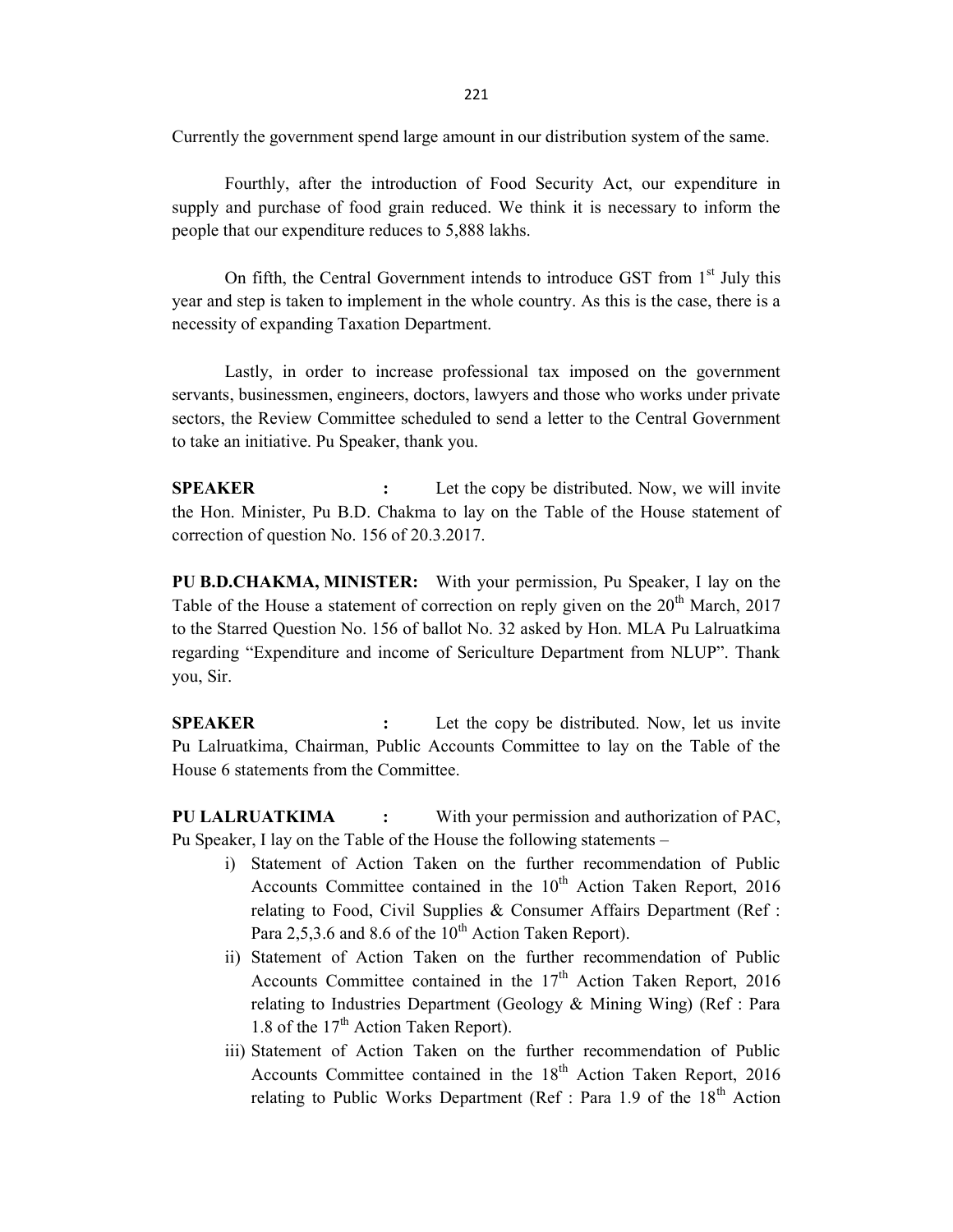Currently the government spend large amount in our distribution system of the same.

Fourthly, after the introduction of Food Security Act, our expenditure in supply and purchase of food grain reduced. We think it is necessary to inform the people that our expenditure reduces to 5,888 lakhs.

On fifth, the Central Government intends to introduce GST from 1st July this year and step is taken to implement in the whole country. As this is the case, there is a necessity of expanding Taxation Department.

Lastly, in order to increase professional tax imposed on the government servants, businessmen, engineers, doctors, lawyers and those who works under private sectors, the Review Committee scheduled to send a letter to the Central Government to take an initiative. Pu Speaker, thank you.

**SPEAKER :** Let the copy be distributed. Now, we will invite the Hon. Minister, Pu B.D. Chakma to lay on the Table of the House statement of correction of question No. 156 of 20.3.2017.

**PU B.D.CHAKMA, MINISTER:** With your permission, Pu Speaker, I lay on the Table of the House a statement of correction on reply given on the 20th March, 2017 to the Starred Question No. 156 of ballot No. 32 asked by Hon. MLA Pu Lalruatkima regarding "Expenditure and income of Sericulture Department from NLUP". Thank you, Sir.

**SPEAKER :** Let the copy be distributed. Now, let us invite Pu Lalruatkima, Chairman, Public Accounts Committee to lay on the Table of the House 6 statements from the Committee.

**PU LALRUATKIMA :** With your permission and authorization of PAC, Pu Speaker, I lay on the Table of the House the following statements –

i) Statement of Action Taken on the further recommendation of Public Accounts Committee contained in the 10th Action Taken Report, 2016 relating to Food, Civil Supplies & Consumer Affairs Department (Ref : Para 2,5,3.6 and 8.6 of the 10th Action Taken Report).
ii) Statement of Action Taken on the further recommendation of Public Accounts Committee contained in the 17th Action Taken Report, 2016 relating to Industries Department (Geology & Mining Wing) (Ref : Para 1.8 of the 17th Action Taken Report).
iii) Statement of Action Taken on the further recommendation of Public Accounts Committee contained in the 18th Action Taken Report, 2016 relating to Public Works Department (Ref : Para 1.9 of the 18th Action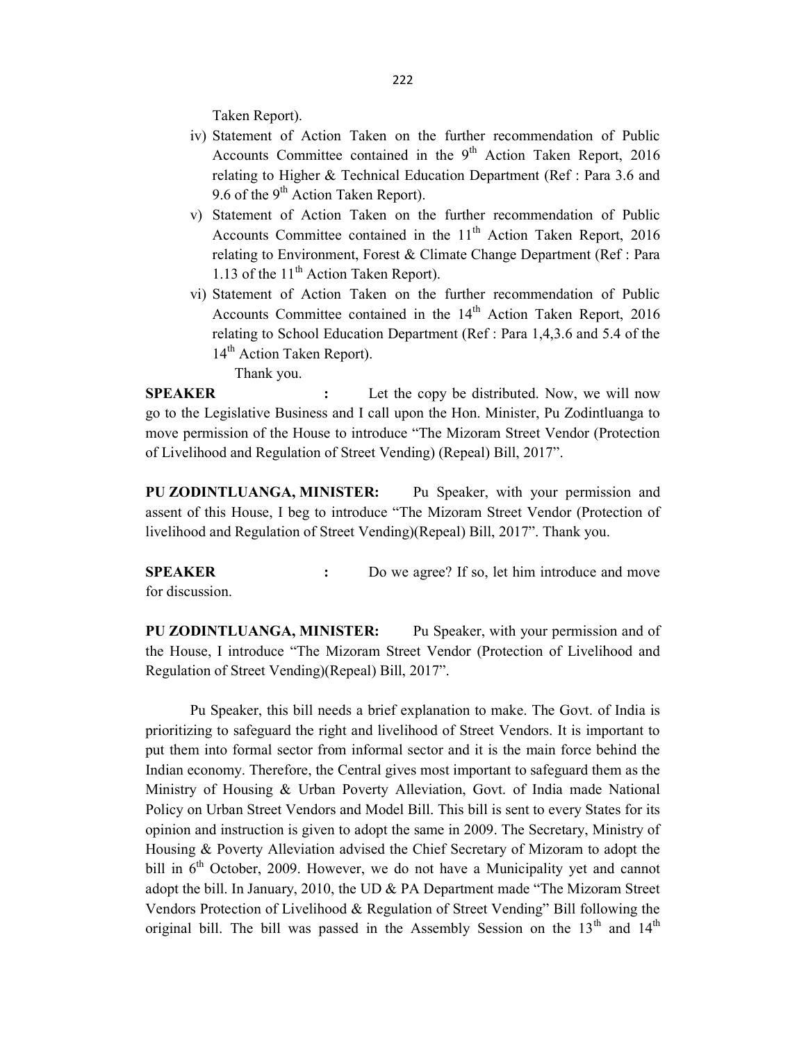Taken Report).

iv) Statement of Action Taken on the further recommendation of Public Accounts Committee contained in the 9th Action Taken Report, 2016 relating to Higher & Technical Education Department (Ref : Para 3.6 and 9.6 of the 9th Action Taken Report).

v) Statement of Action Taken on the further recommendation of Public Accounts Committee contained in the 11th Action Taken Report, 2016 relating to Environment, Forest & Climate Change Department (Ref : Para 1.13 of the 11th Action Taken Report).

vi) Statement of Action Taken on the further recommendation of Public Accounts Committee contained in the 14th Action Taken Report, 2016 relating to School Education Department (Ref : Para 1,4,3.6 and 5.4 of the 14th Action Taken Report).

Thank you.

**SPEAKER :** Let the copy be distributed. Now, we will now go to the Legislative Business and I call upon the Hon. Minister, Pu Zodintluanga to move permission of the House to introduce "The Mizoram Street Vendor (Protection of Livelihood and Regulation of Street Vending) (Repeal) Bill, 2017".

**PU ZODINTLUANGA, MINISTER:** Pu Speaker, with your permission and assent of this House, I beg to introduce "The Mizoram Street Vendor (Protection of livelihood and Regulation of Street Vending)(Repeal) Bill, 2017". Thank you.

**SPEAKER :** Do we agree? If so, let him introduce and move for discussion.

**PU ZODINTLUANGA, MINISTER:** Pu Speaker, with your permission and of the House, I introduce "The Mizoram Street Vendor (Protection of Livelihood and Regulation of Street Vending)(Repeal) Bill, 2017".

Pu Speaker, this bill needs a brief explanation to make. The Govt. of India is prioritizing to safeguard the right and livelihood of Street Vendors. It is important to put them into formal sector from informal sector and it is the main force behind the Indian economy. Therefore, the Central gives most important to safeguard them as the Ministry of Housing & Urban Poverty Alleviation, Govt. of India made National Policy on Urban Street Vendors and Model Bill. This bill is sent to every States for its opinion and instruction is given to adopt the same in 2009. The Secretary, Ministry of Housing & Poverty Alleviation advised the Chief Secretary of Mizoram to adopt the bill in 6th October, 2009. However, we do not have a Municipality yet and cannot adopt the bill. In January, 2010, the UD & PA Department made "The Mizoram Street Vendors Protection of Livelihood & Regulation of Street Vending" Bill following the original bill. The bill was passed in the Assembly Session on the 13th and 14th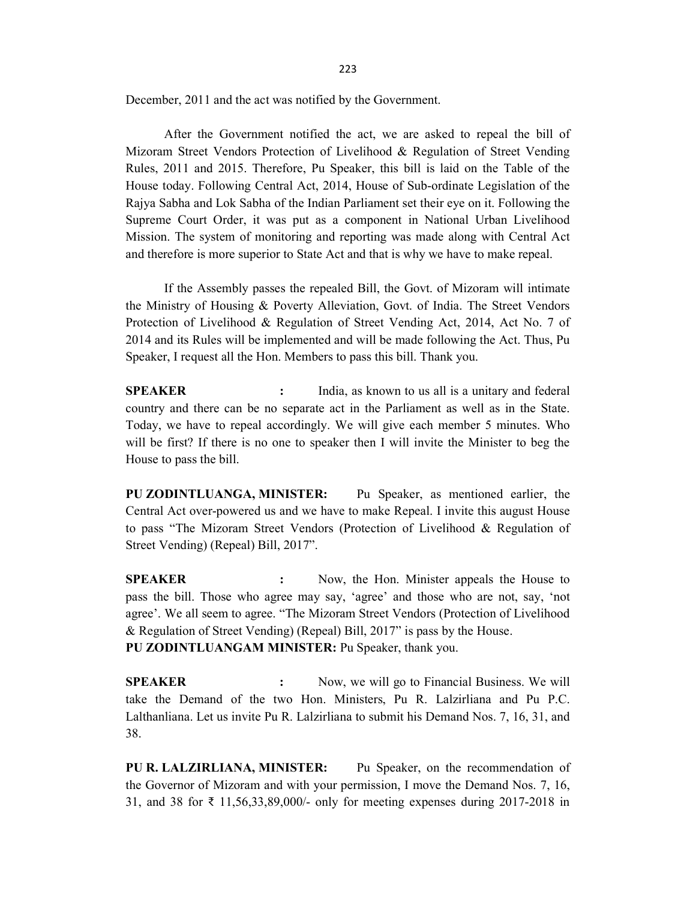December, 2011 and the act was notified by the Government.

After the Government notified the act, we are asked to repeal the bill of Mizoram Street Vendors Protection of Livelihood & Regulation of Street Vending Rules, 2011 and 2015. Therefore, Pu Speaker, this bill is laid on the Table of the House today. Following Central Act, 2014, House of Sub-ordinate Legislation of the Rajya Sabha and Lok Sabha of the Indian Parliament set their eye on it. Following the Supreme Court Order, it was put as a component in National Urban Livelihood Mission. The system of monitoring and reporting was made along with Central Act and therefore is more superior to State Act and that is why we have to make repeal.

If the Assembly passes the repealed Bill, the Govt. of Mizoram will intimate the Ministry of Housing & Poverty Alleviation, Govt. of India. The Street Vendors Protection of Livelihood & Regulation of Street Vending Act, 2014, Act No. 7 of 2014 and its Rules will be implemented and will be made following the Act. Thus, Pu Speaker, I request all the Hon. Members to pass this bill. Thank you.

**SPEAKER** : India, as known to us all is a unitary and federal country and there can be no separate act in the Parliament as well as in the State. Today, we have to repeal accordingly. We will give each member 5 minutes. Who will be first? If there is no one to speaker then I will invite the Minister to beg the House to pass the bill.

**PU ZODINTLUANGA, MINISTER:** Pu Speaker, as mentioned earlier, the Central Act over-powered us and we have to make Repeal. I invite this august House to pass "The Mizoram Street Vendors (Protection of Livelihood & Regulation of Street Vending) (Repeal) Bill, 2017".

**SPEAKER** : Now, the Hon. Minister appeals the House to pass the bill. Those who agree may say, 'agree' and those who are not, say, 'not agree'. We all seem to agree. "The Mizoram Street Vendors (Protection of Livelihood & Regulation of Street Vending) (Repeal) Bill, 2017" is pass by the House.

**PU ZODINTLUANGAM MINISTER:** Pu Speaker, thank you.

**SPEAKER** : Now, we will go to Financial Business. We will take the Demand of the two Hon. Ministers, Pu R. Lalzirliana and Pu P.C. Lalthanliana. Let us invite Pu R. Lalzirliana to submit his Demand Nos. 7, 16, 31, and 38.

**PU R. LALZIRLIANA, MINISTER:** Pu Speaker, on the recommendation of the Governor of Mizoram and with your permission, I move the Demand Nos. 7, 16, 31, and 38 for ₹ 11,56,33,89,000/- only for meeting expenses during 2017-2018 in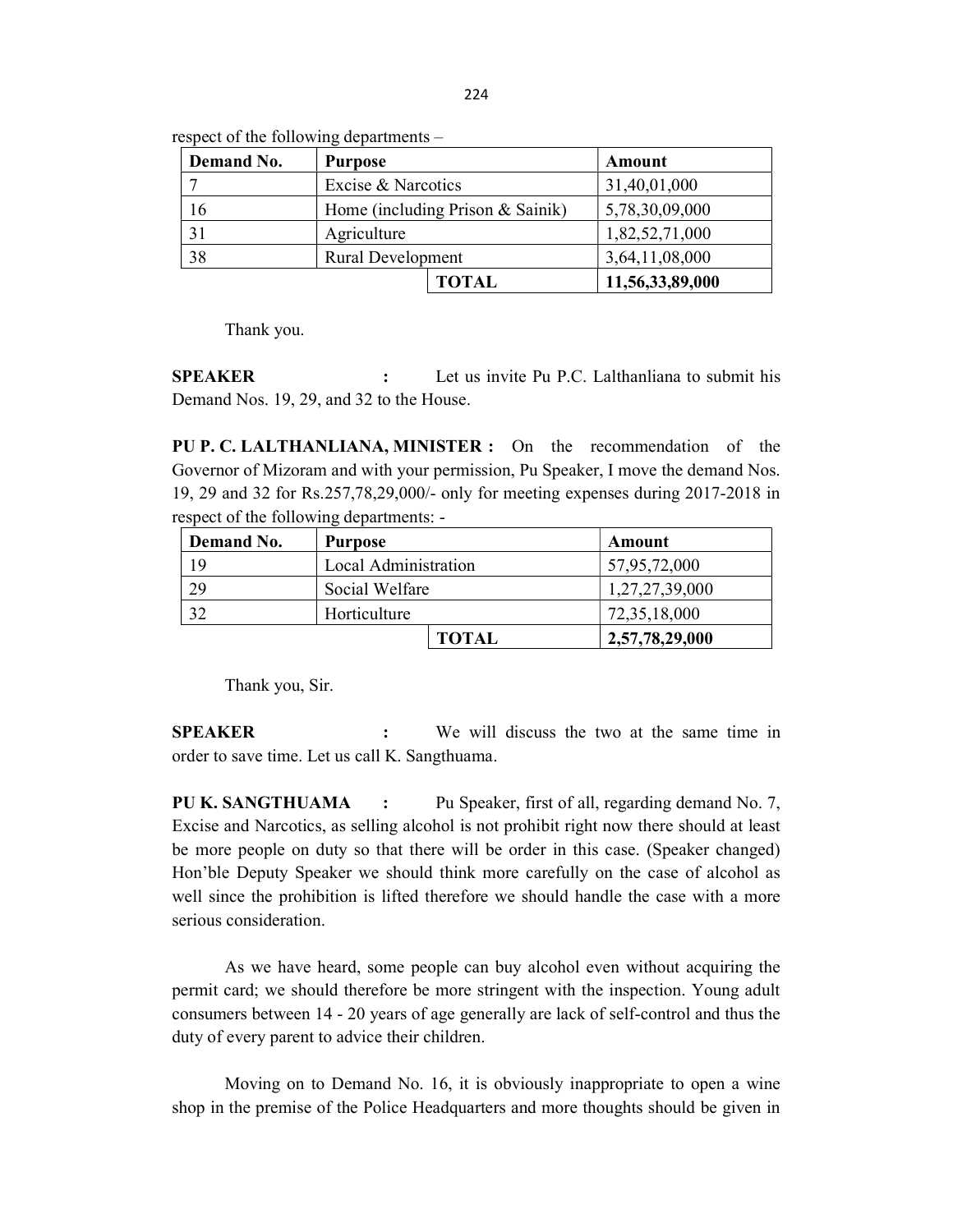respect of the following departments –

| Demand No. | Purpose | | Amount |
|---|---|---|---|
| 7 | Excise & Narcotics | | 31,40,01,000 |
| 16 | Home (including Prison & Sainik) | | 5,78,30,09,000 |
| 31 | Agriculture | | 1,82,52,71,000 |
| 38 | Rural Development | | 3,64,11,08,000 |
| | | **TOTAL** | **11,56,33,89,000** |

Thank you.

**SPEAKER :** Let us invite Pu P.C. Lalthanliana to submit his Demand Nos. 19, 29, and 32 to the House.

**PU P. C. LALTHANLIANA, MINISTER :** On the recommendation of the Governor of Mizoram and with your permission, Pu Speaker, I move the demand Nos. 19, 29 and 32 for Rs.257,78,29,000/- only for meeting expenses during 2017-2018 in respect of the following departments: -

| Demand No. | Purpose | | Amount |
|---|---|---|---|
| 19 | Local Administration | | 57,95,72,000 |
| 29 | Social Welfare | | 1,27,27,39,000 |
| 32 | Horticulture | | 72,35,18,000 |
| | | **TOTAL** | **2,57,78,29,000** |

Thank you, Sir.

**SPEAKER :** We will discuss the two at the same time in order to save time. Let us call K. Sangthuama.

**PU K. SANGTHUAMA :** Pu Speaker, first of all, regarding demand No. 7, Excise and Narcotics, as selling alcohol is not prohibit right now there should at least be more people on duty so that there will be order in this case. (Speaker changed) Hon'ble Deputy Speaker we should think more carefully on the case of alcohol as well since the prohibition is lifted therefore we should handle the case with a more serious consideration.

As we have heard, some people can buy alcohol even without acquiring the permit card; we should therefore be more stringent with the inspection. Young adult consumers between 14 - 20 years of age generally are lack of self-control and thus the duty of every parent to advice their children.

Moving on to Demand No. 16, it is obviously inappropriate to open a wine shop in the premise of the Police Headquarters and more thoughts should be given in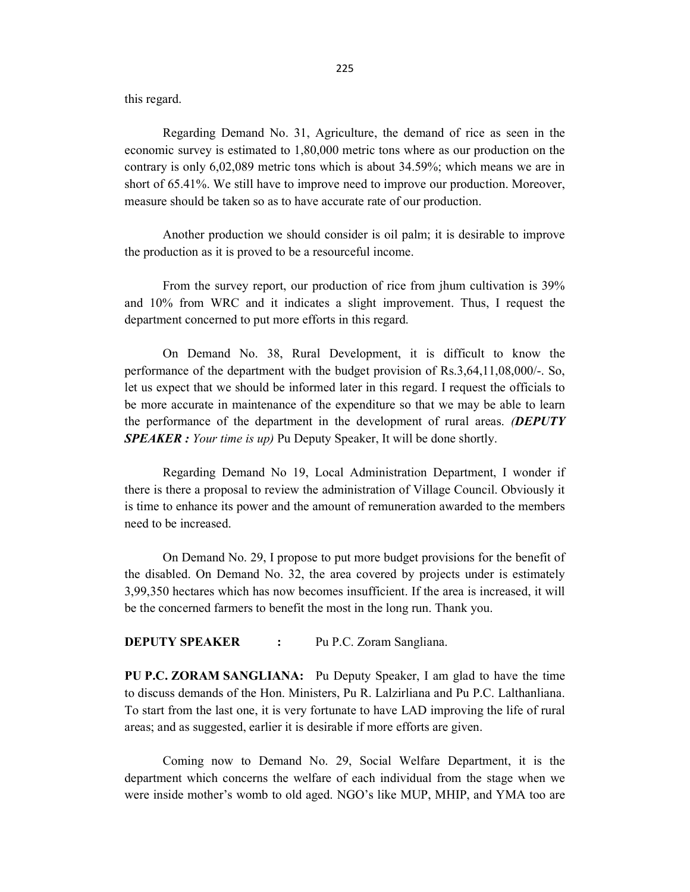this regard.

Regarding Demand No. 31, Agriculture, the demand of rice as seen in the economic survey is estimated to 1,80,000 metric tons where as our production on the contrary is only 6,02,089 metric tons which is about 34.59%; which means we are in short of 65.41%. We still have to improve need to improve our production. Moreover, measure should be taken so as to have accurate rate of our production.

Another production we should consider is oil palm; it is desirable to improve the production as it is proved to be a resourceful income.

From the survey report, our production of rice from jhum cultivation is 39% and 10% from WRC and it indicates a slight improvement. Thus, I request the department concerned to put more efforts in this regard.

On Demand No. 38, Rural Development, it is difficult to know the performance of the department with the budget provision of Rs.3,64,11,08,000/-. So, let us expect that we should be informed later in this regard. I request the officials to be more accurate in maintenance of the expenditure so that we may be able to learn the performance of the department in the development of rural areas. ***(DEPUTY SPEAKER :** Your time is up)* Pu Deputy Speaker, It will be done shortly.

Regarding Demand No 19, Local Administration Department, I wonder if there is there a proposal to review the administration of Village Council. Obviously it is time to enhance its power and the amount of remuneration awarded to the members need to be increased.

On Demand No. 29, I propose to put more budget provisions for the benefit of the disabled. On Demand No. 32, the area covered by projects under is estimately 3,99,350 hectares which has now becomes insufficient. If the area is increased, it will be the concerned farmers to benefit the most in the long run. Thank you.

**DEPUTY SPEAKER :** Pu P.C. Zoram Sangliana.

**PU P.C. ZORAM SANGLIANA:** Pu Deputy Speaker, I am glad to have the time to discuss demands of the Hon. Ministers, Pu R. Lalzirliana and Pu P.C. Lalthanliana. To start from the last one, it is very fortunate to have LAD improving the life of rural areas; and as suggested, earlier it is desirable if more efforts are given.

Coming now to Demand No. 29, Social Welfare Department, it is the department which concerns the welfare of each individual from the stage when we were inside mother's womb to old aged. NGO's like MUP, MHIP, and YMA too are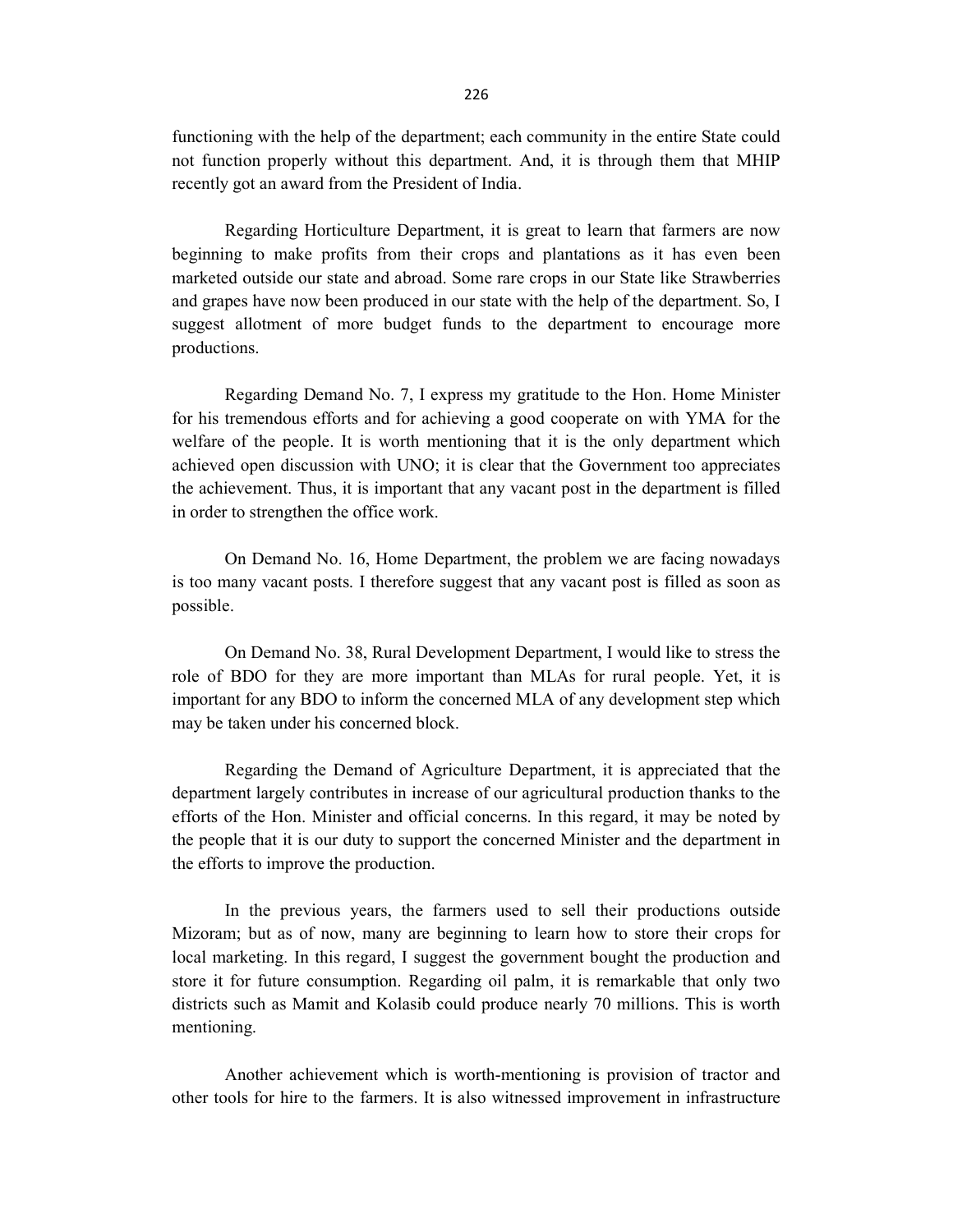functioning with the help of the department; each community in the entire State could not function properly without this department. And, it is through them that MHIP recently got an award from the President of India.

Regarding Horticulture Department, it is great to learn that farmers are now beginning to make profits from their crops and plantations as it has even been marketed outside our state and abroad. Some rare crops in our State like Strawberries and grapes have now been produced in our state with the help of the department. So, I suggest allotment of more budget funds to the department to encourage more productions.

Regarding Demand No. 7, I express my gratitude to the Hon. Home Minister for his tremendous efforts and for achieving a good cooperate on with YMA for the welfare of the people. It is worth mentioning that it is the only department which achieved open discussion with UNO; it is clear that the Government too appreciates the achievement. Thus, it is important that any vacant post in the department is filled in order to strengthen the office work.

On Demand No. 16, Home Department, the problem we are facing nowadays is too many vacant posts. I therefore suggest that any vacant post is filled as soon as possible.

On Demand No. 38, Rural Development Department, I would like to stress the role of BDO for they are more important than MLAs for rural people. Yet, it is important for any BDO to inform the concerned MLA of any development step which may be taken under his concerned block.

Regarding the Demand of Agriculture Department, it is appreciated that the department largely contributes in increase of our agricultural production thanks to the efforts of the Hon. Minister and official concerns. In this regard, it may be noted by the people that it is our duty to support the concerned Minister and the department in the efforts to improve the production.

In the previous years, the farmers used to sell their productions outside Mizoram; but as of now, many are beginning to learn how to store their crops for local marketing. In this regard, I suggest the government bought the production and store it for future consumption. Regarding oil palm, it is remarkable that only two districts such as Mamit and Kolasib could produce nearly 70 millions. This is worth mentioning.

Another achievement which is worth-mentioning is provision of tractor and other tools for hire to the farmers. It is also witnessed improvement in infrastructure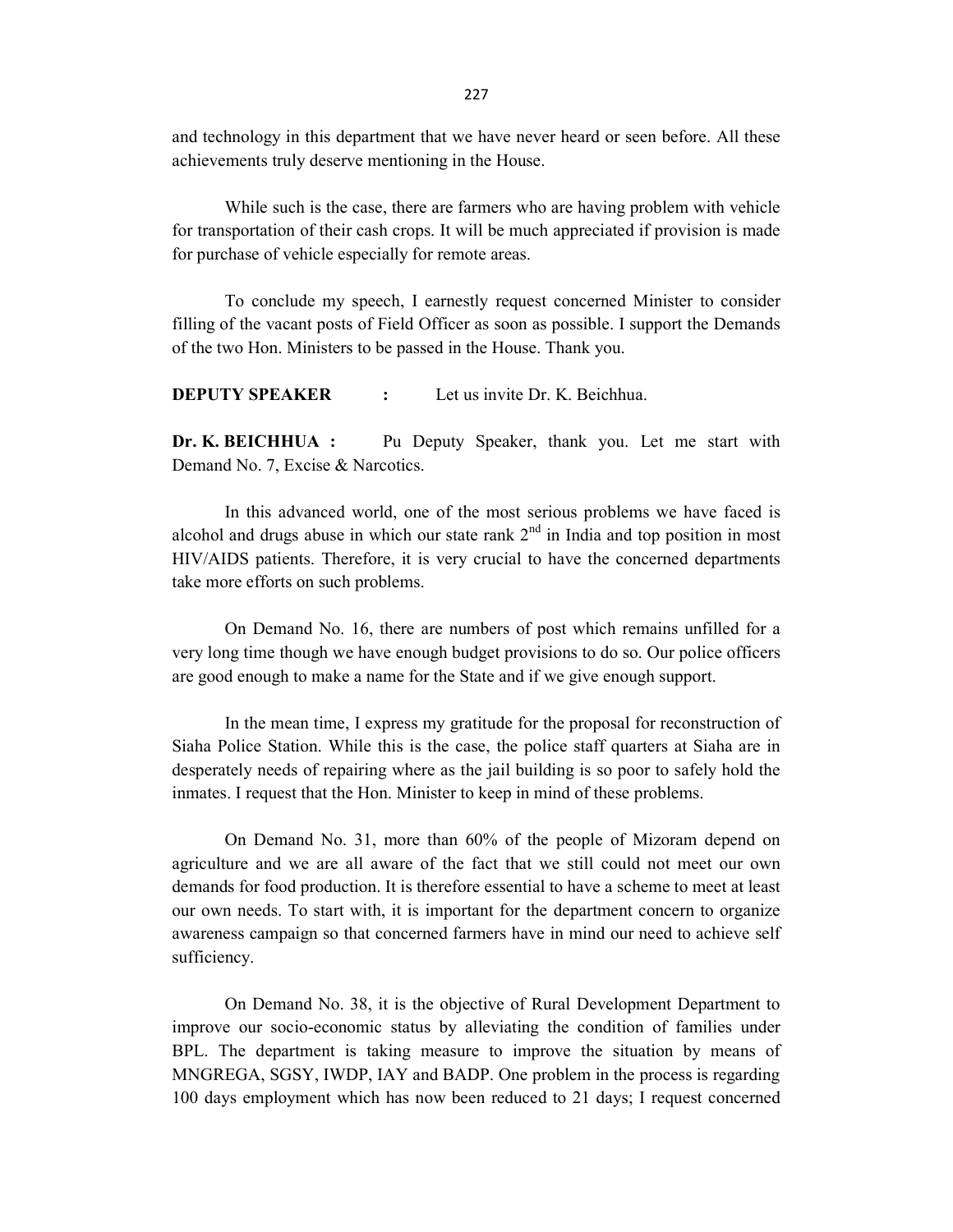and technology in this department that we have never heard or seen before. All these achievements truly deserve mentioning in the House.

While such is the case, there are farmers who are having problem with vehicle for transportation of their cash crops. It will be much appreciated if provision is made for purchase of vehicle especially for remote areas.

To conclude my speech, I earnestly request concerned Minister to consider filling of the vacant posts of Field Officer as soon as possible. I support the Demands of the two Hon. Ministers to be passed in the House. Thank you.

**DEPUTY SPEAKER :** Let us invite Dr. K. Beichhua.

**Dr. K. BEICHHUA :** Pu Deputy Speaker, thank you. Let me start with Demand No. 7, Excise & Narcotics.

In this advanced world, one of the most serious problems we have faced is alcohol and drugs abuse in which our state rank 2nd in India and top position in most HIV/AIDS patients. Therefore, it is very crucial to have the concerned departments take more efforts on such problems.

On Demand No. 16, there are numbers of post which remains unfilled for a very long time though we have enough budget provisions to do so. Our police officers are good enough to make a name for the State and if we give enough support.

In the mean time, I express my gratitude for the proposal for reconstruction of Siaha Police Station. While this is the case, the police staff quarters at Siaha are in desperately needs of repairing where as the jail building is so poor to safely hold the inmates. I request that the Hon. Minister to keep in mind of these problems.

On Demand No. 31, more than 60% of the people of Mizoram depend on agriculture and we are all aware of the fact that we still could not meet our own demands for food production. It is therefore essential to have a scheme to meet at least our own needs. To start with, it is important for the department concern to organize awareness campaign so that concerned farmers have in mind our need to achieve self sufficiency.

On Demand No. 38, it is the objective of Rural Development Department to improve our socio-economic status by alleviating the condition of families under BPL. The department is taking measure to improve the situation by means of MNGREGA, SGSY, IWDP, IAY and BADP. One problem in the process is regarding 100 days employment which has now been reduced to 21 days; I request concerned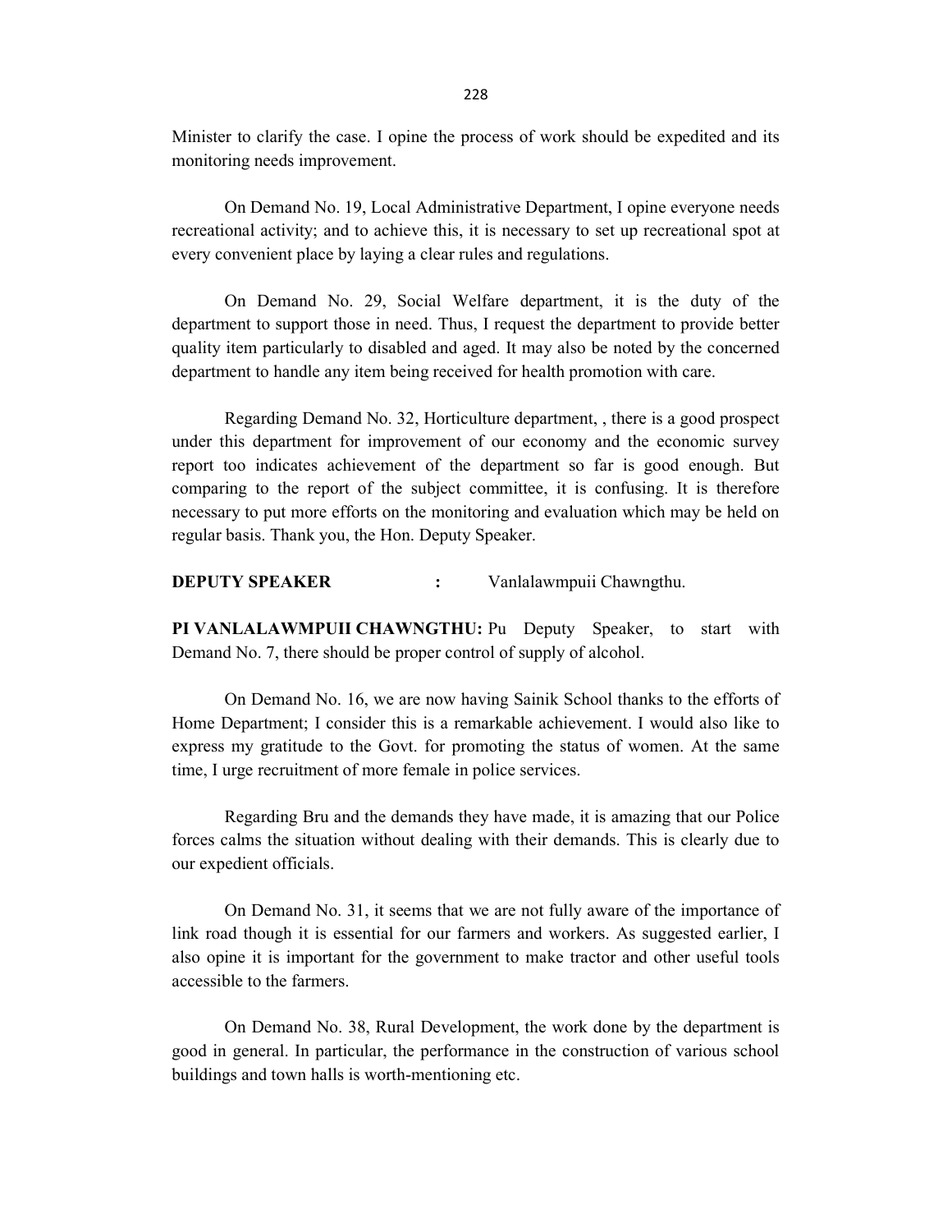Minister to clarify the case. I opine the process of work should be expedited and its monitoring needs improvement.

On Demand No. 19, Local Administrative Department, I opine everyone needs recreational activity; and to achieve this, it is necessary to set up recreational spot at every convenient place by laying a clear rules and regulations.

On Demand No. 29, Social Welfare department, it is the duty of the department to support those in need. Thus, I request the department to provide better quality item particularly to disabled and aged. It may also be noted by the concerned department to handle any item being received for health promotion with care.

Regarding Demand No. 32, Horticulture department, , there is a good prospect under this department for improvement of our economy and the economic survey report too indicates achievement of the department so far is good enough. But comparing to the report of the subject committee, it is confusing. It is therefore necessary to put more efforts on the monitoring and evaluation which may be held on regular basis. Thank you, the Hon. Deputy Speaker.

**DEPUTY SPEAKER** : Vanlalawmpuii Chawngthu.

**PI VANLALAWMPUII CHAWNGTHU:** Pu Deputy Speaker, to start with Demand No. 7, there should be proper control of supply of alcohol.

On Demand No. 16, we are now having Sainik School thanks to the efforts of Home Department; I consider this is a remarkable achievement. I would also like to express my gratitude to the Govt. for promoting the status of women. At the same time, I urge recruitment of more female in police services.

Regarding Bru and the demands they have made, it is amazing that our Police forces calms the situation without dealing with their demands. This is clearly due to our expedient officials.

On Demand No. 31, it seems that we are not fully aware of the importance of link road though it is essential for our farmers and workers. As suggested earlier, I also opine it is important for the government to make tractor and other useful tools accessible to the farmers.

On Demand No. 38, Rural Development, the work done by the department is good in general. In particular, the performance in the construction of various school buildings and town halls is worth-mentioning etc.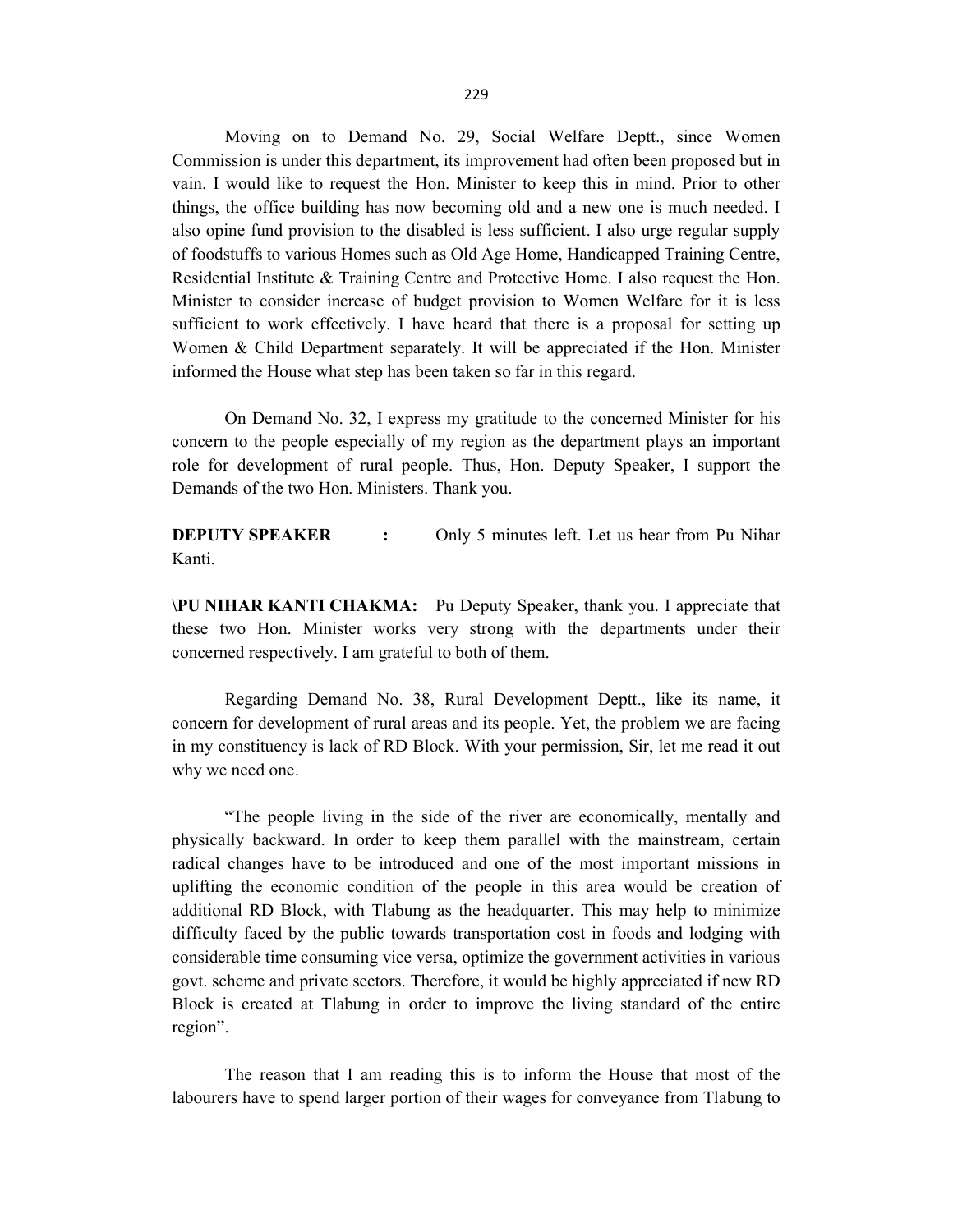Moving on to Demand No. 29, Social Welfare Deptt., since Women Commission is under this department, its improvement had often been proposed but in vain. I would like to request the Hon. Minister to keep this in mind. Prior to other things, the office building has now becoming old and a new one is much needed. I also opine fund provision to the disabled is less sufficient. I also urge regular supply of foodstuffs to various Homes such as Old Age Home, Handicapped Training Centre, Residential Institute & Training Centre and Protective Home. I also request the Hon. Minister to consider increase of budget provision to Women Welfare for it is less sufficient to work effectively. I have heard that there is a proposal for setting up Women & Child Department separately. It will be appreciated if the Hon. Minister informed the House what step has been taken so far in this regard.

On Demand No. 32, I express my gratitude to the concerned Minister for his concern to the people especially of my region as the department plays an important role for development of rural people. Thus, Hon. Deputy Speaker, I support the Demands of the two Hon. Ministers. Thank you.

**DEPUTY SPEAKER :** Only 5 minutes left. Let us hear from Pu Nihar Kanti.

**\PU NIHAR KANTI CHAKMA:** Pu Deputy Speaker, thank you. I appreciate that these two Hon. Minister works very strong with the departments under their concerned respectively. I am grateful to both of them.

Regarding Demand No. 38, Rural Development Deptt., like its name, it concern for development of rural areas and its people. Yet, the problem we are facing in my constituency is lack of RD Block. With your permission, Sir, let me read it out why we need one.

"The people living in the side of the river are economically, mentally and physically backward. In order to keep them parallel with the mainstream, certain radical changes have to be introduced and one of the most important missions in uplifting the economic condition of the people in this area would be creation of additional RD Block, with Tlabung as the headquarter. This may help to minimize difficulty faced by the public towards transportation cost in foods and lodging with considerable time consuming vice versa, optimize the government activities in various govt. scheme and private sectors. Therefore, it would be highly appreciated if new RD Block is created at Tlabung in order to improve the living standard of the entire region".

The reason that I am reading this is to inform the House that most of the labourers have to spend larger portion of their wages for conveyance from Tlabung to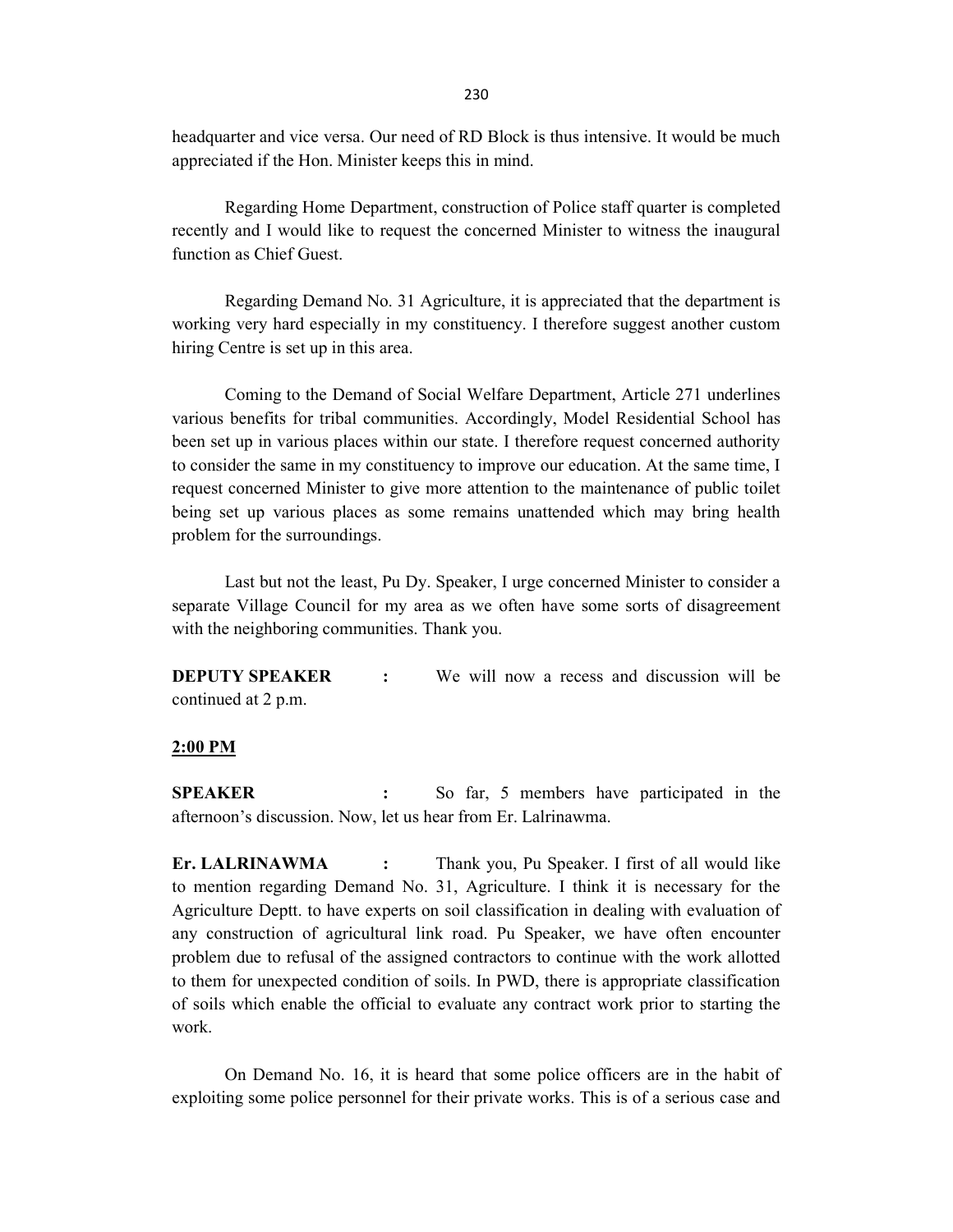headquarter and vice versa. Our need of RD Block is thus intensive. It would be much appreciated if the Hon. Minister keeps this in mind.

Regarding Home Department, construction of Police staff quarter is completed recently and I would like to request the concerned Minister to witness the inaugural function as Chief Guest.

Regarding Demand No. 31 Agriculture, it is appreciated that the department is working very hard especially in my constituency. I therefore suggest another custom hiring Centre is set up in this area.

Coming to the Demand of Social Welfare Department, Article 271 underlines various benefits for tribal communities. Accordingly, Model Residential School has been set up in various places within our state. I therefore request concerned authority to consider the same in my constituency to improve our education. At the same time, I request concerned Minister to give more attention to the maintenance of public toilet being set up various places as some remains unattended which may bring health problem for the surroundings.

Last but not the least, Pu Dy. Speaker, I urge concerned Minister to consider a separate Village Council for my area as we often have some sorts of disagreement with the neighboring communities. Thank you.

**DEPUTY SPEAKER :** We will now a recess and discussion will be continued at 2 p.m.

**2:00 PM**

**SPEAKER :** So far, 5 members have participated in the afternoon's discussion. Now, let us hear from Er. Lalrinawma.

**Er. LALRINAWMA :** Thank you, Pu Speaker. I first of all would like to mention regarding Demand No. 31, Agriculture. I think it is necessary for the Agriculture Deptt. to have experts on soil classification in dealing with evaluation of any construction of agricultural link road. Pu Speaker, we have often encounter problem due to refusal of the assigned contractors to continue with the work allotted to them for unexpected condition of soils. In PWD, there is appropriate classification of soils which enable the official to evaluate any contract work prior to starting the work.

On Demand No. 16, it is heard that some police officers are in the habit of exploiting some police personnel for their private works. This is of a serious case and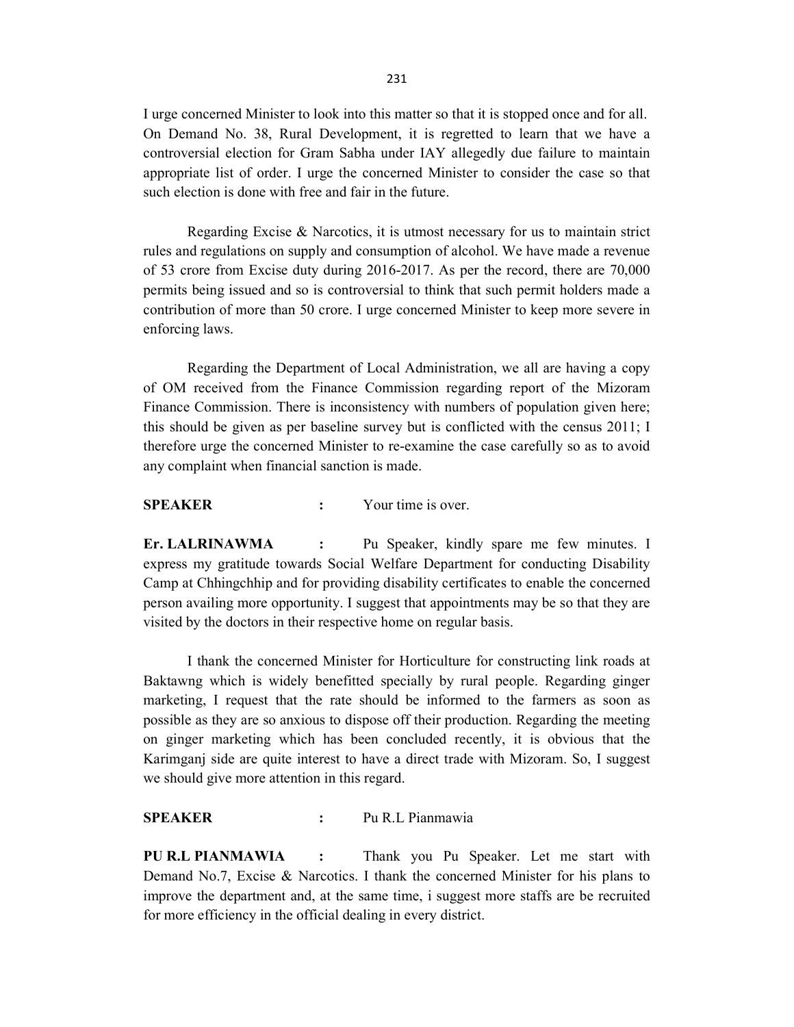I urge concerned Minister to look into this matter so that it is stopped once and for all. On Demand No. 38, Rural Development, it is regretted to learn that we have a controversial election for Gram Sabha under IAY allegedly due failure to maintain appropriate list of order. I urge the concerned Minister to consider the case so that such election is done with free and fair in the future.

Regarding Excise & Narcotics, it is utmost necessary for us to maintain strict rules and regulations on supply and consumption of alcohol. We have made a revenue of 53 crore from Excise duty during 2016-2017. As per the record, there are 70,000 permits being issued and so is controversial to think that such permit holders made a contribution of more than 50 crore. I urge concerned Minister to keep more severe in enforcing laws.

Regarding the Department of Local Administration, we all are having a copy of OM received from the Finance Commission regarding report of the Mizoram Finance Commission. There is inconsistency with numbers of population given here; this should be given as per baseline survey but is conflicted with the census 2011; I therefore urge the concerned Minister to re-examine the case carefully so as to avoid any complaint when financial sanction is made.

**SPEAKER** : Your time is over.

**Er. LALRINAWMA** : Pu Speaker, kindly spare me few minutes. I express my gratitude towards Social Welfare Department for conducting Disability Camp at Chhingchhip and for providing disability certificates to enable the concerned person availing more opportunity. I suggest that appointments may be so that they are visited by the doctors in their respective home on regular basis.

I thank the concerned Minister for Horticulture for constructing link roads at Baktawng which is widely benefitted specially by rural people. Regarding ginger marketing, I request that the rate should be informed to the farmers as soon as possible as they are so anxious to dispose off their production. Regarding the meeting on ginger marketing which has been concluded recently, it is obvious that the Karimganj side are quite interest to have a direct trade with Mizoram. So, I suggest we should give more attention in this regard.

**SPEAKER** : Pu R.L Pianmawia

**PU R.L PIANMAWIA** : Thank you Pu Speaker. Let me start with Demand No.7, Excise & Narcotics. I thank the concerned Minister for his plans to improve the department and, at the same time, i suggest more staffs are be recruited for more efficiency in the official dealing in every district.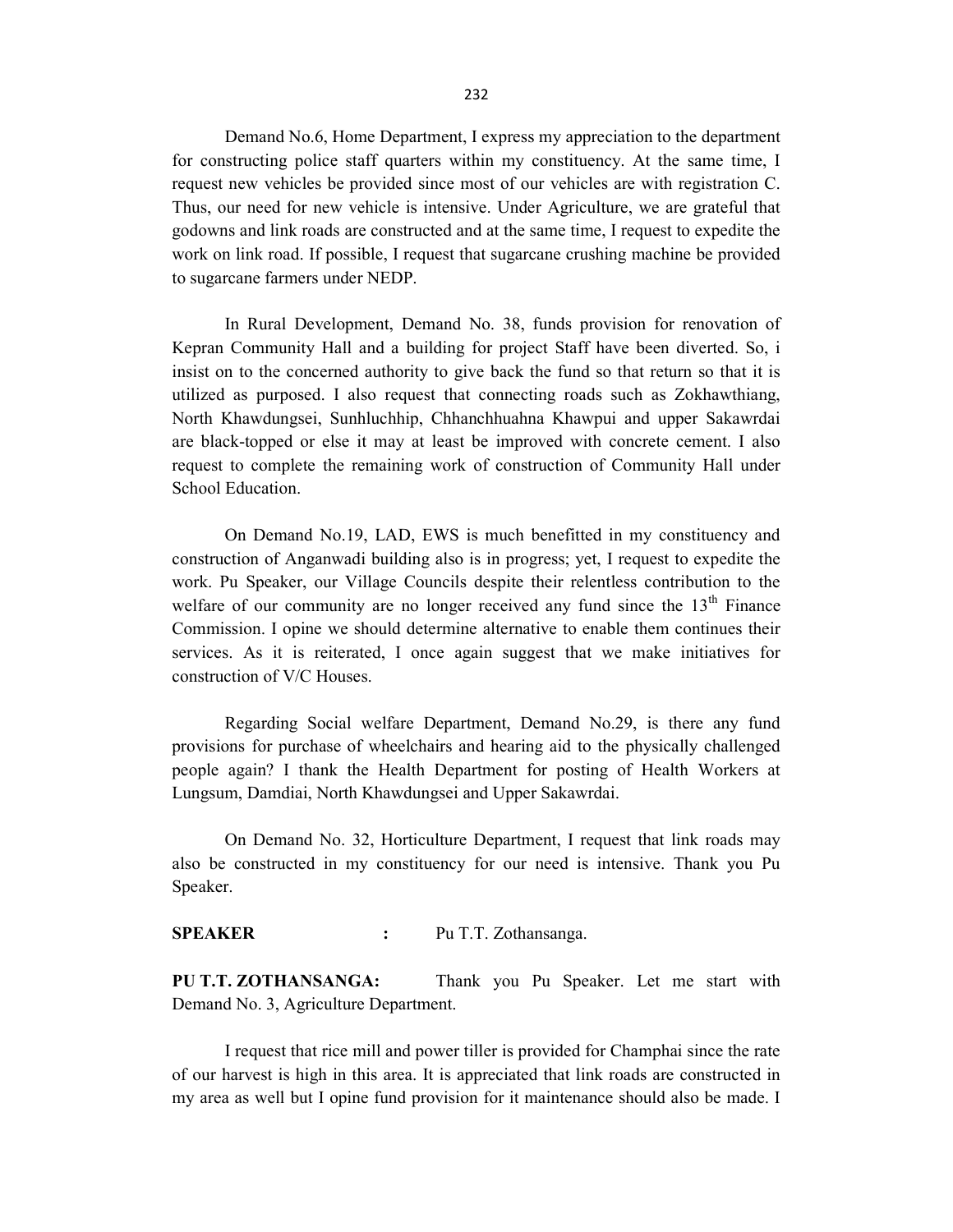Demand No.6, Home Department, I express my appreciation to the department for constructing police staff quarters within my constituency. At the same time, I request new vehicles be provided since most of our vehicles are with registration C. Thus, our need for new vehicle is intensive. Under Agriculture, we are grateful that godowns and link roads are constructed and at the same time, I request to expedite the work on link road. If possible, I request that sugarcane crushing machine be provided to sugarcane farmers under NEDP.

In Rural Development, Demand No. 38, funds provision for renovation of Kepran Community Hall and a building for project Staff have been diverted. So, i insist on to the concerned authority to give back the fund so that return so that it is utilized as purposed. I also request that connecting roads such as Zokhawthiang, North Khawdungsei, Sunhluchhip, Chhanchhuahna Khawpui and upper Sakawrdai are black-topped or else it may at least be improved with concrete cement. I also request to complete the remaining work of construction of Community Hall under School Education.

On Demand No.19, LAD, EWS is much benefitted in my constituency and construction of Anganwadi building also is in progress; yet, I request to expedite the work. Pu Speaker, our Village Councils despite their relentless contribution to the welfare of our community are no longer received any fund since the 13th Finance Commission. I opine we should determine alternative to enable them continues their services. As it is reiterated, I once again suggest that we make initiatives for construction of V/C Houses.

Regarding Social welfare Department, Demand No.29, is there any fund provisions for purchase of wheelchairs and hearing aid to the physically challenged people again? I thank the Health Department for posting of Health Workers at Lungsum, Damdiai, North Khawdungsei and Upper Sakawrdai.

On Demand No. 32, Horticulture Department, I request that link roads may also be constructed in my constituency for our need is intensive. Thank you Pu Speaker.

**SPEAKER :** Pu T.T. Zothansanga.

**PU T.T. ZOTHANSANGA:** Thank you Pu Speaker. Let me start with Demand No. 3, Agriculture Department.

I request that rice mill and power tiller is provided for Champhai since the rate of our harvest is high in this area. It is appreciated that link roads are constructed in my area as well but I opine fund provision for it maintenance should also be made. I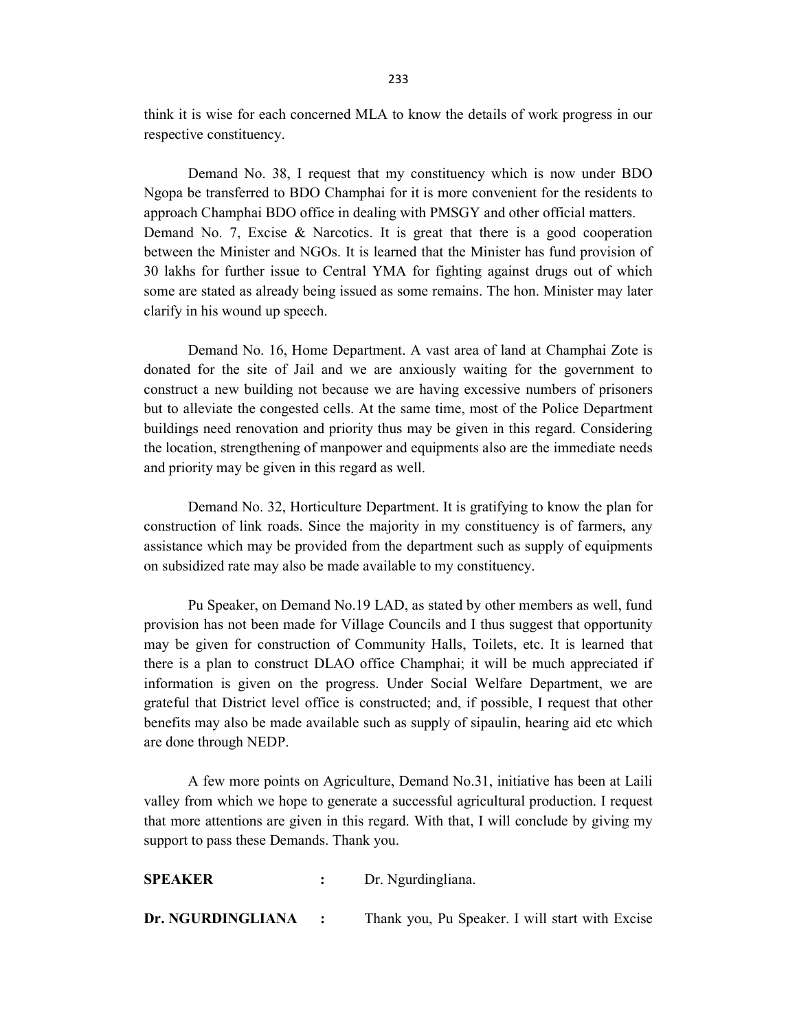think it is wise for each concerned MLA to know the details of work progress in our respective constituency.

Demand No. 38, I request that my constituency which is now under BDO Ngopa be transferred to BDO Champhai for it is more convenient for the residents to approach Champhai BDO office in dealing with PMSGY and other official matters. Demand No. 7, Excise & Narcotics. It is great that there is a good cooperation between the Minister and NGOs. It is learned that the Minister has fund provision of 30 lakhs for further issue to Central YMA for fighting against drugs out of which some are stated as already being issued as some remains. The hon. Minister may later clarify in his wound up speech.

Demand No. 16, Home Department. A vast area of land at Champhai Zote is donated for the site of Jail and we are anxiously waiting for the government to construct a new building not because we are having excessive numbers of prisoners but to alleviate the congested cells. At the same time, most of the Police Department buildings need renovation and priority thus may be given in this regard. Considering the location, strengthening of manpower and equipments also are the immediate needs and priority may be given in this regard as well.

Demand No. 32, Horticulture Department. It is gratifying to know the plan for construction of link roads. Since the majority in my constituency is of farmers, any assistance which may be provided from the department such as supply of equipments on subsidized rate may also be made available to my constituency.

Pu Speaker, on Demand No.19 LAD, as stated by other members as well, fund provision has not been made for Village Councils and I thus suggest that opportunity may be given for construction of Community Halls, Toilets, etc. It is learned that there is a plan to construct DLAO office Champhai; it will be much appreciated if information is given on the progress. Under Social Welfare Department, we are grateful that District level office is constructed; and, if possible, I request that other benefits may also be made available such as supply of sipaulin, hearing aid etc which are done through NEDP.

A few more points on Agriculture, Demand No.31, initiative has been at Laili valley from which we hope to generate a successful agricultural production. I request that more attentions are given in this regard. With that, I will conclude by giving my support to pass these Demands. Thank you.

**SPEAKER** : Dr. Ngurdingliana.

**Dr. NGURDINGLIANA** : Thank you, Pu Speaker. I will start with Excise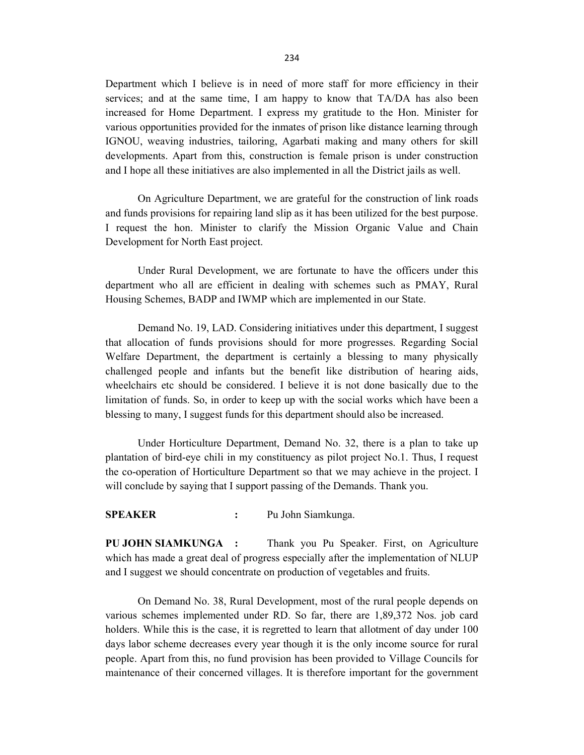Department which I believe is in need of more staff for more efficiency in their services; and at the same time, I am happy to know that TA/DA has also been increased for Home Department. I express my gratitude to the Hon. Minister for various opportunities provided for the inmates of prison like distance learning through IGNOU, weaving industries, tailoring, Agarbati making and many others for skill developments. Apart from this, construction is female prison is under construction and I hope all these initiatives are also implemented in all the District jails as well.

On Agriculture Department, we are grateful for the construction of link roads and funds provisions for repairing land slip as it has been utilized for the best purpose. I request the hon. Minister to clarify the Mission Organic Value and Chain Development for North East project.

Under Rural Development, we are fortunate to have the officers under this department who all are efficient in dealing with schemes such as PMAY, Rural Housing Schemes, BADP and IWMP which are implemented in our State.

Demand No. 19, LAD. Considering initiatives under this department, I suggest that allocation of funds provisions should for more progresses. Regarding Social Welfare Department, the department is certainly a blessing to many physically challenged people and infants but the benefit like distribution of hearing aids, wheelchairs etc should be considered. I believe it is not done basically due to the limitation of funds. So, in order to keep up with the social works which have been a blessing to many, I suggest funds for this department should also be increased.

Under Horticulture Department, Demand No. 32, there is a plan to take up plantation of bird-eye chili in my constituency as pilot project No.1. Thus, I request the co-operation of Horticulture Department so that we may achieve in the project. I will conclude by saying that I support passing of the Demands. Thank you.

**SPEAKER** : Pu John Siamkunga.

**PU JOHN SIAMKUNGA :** Thank you Pu Speaker. First, on Agriculture which has made a great deal of progress especially after the implementation of NLUP and I suggest we should concentrate on production of vegetables and fruits.

On Demand No. 38, Rural Development, most of the rural people depends on various schemes implemented under RD. So far, there are 1,89,372 Nos. job card holders. While this is the case, it is regretted to learn that allotment of day under 100 days labor scheme decreases every year though it is the only income source for rural people. Apart from this, no fund provision has been provided to Village Councils for maintenance of their concerned villages. It is therefore important for the government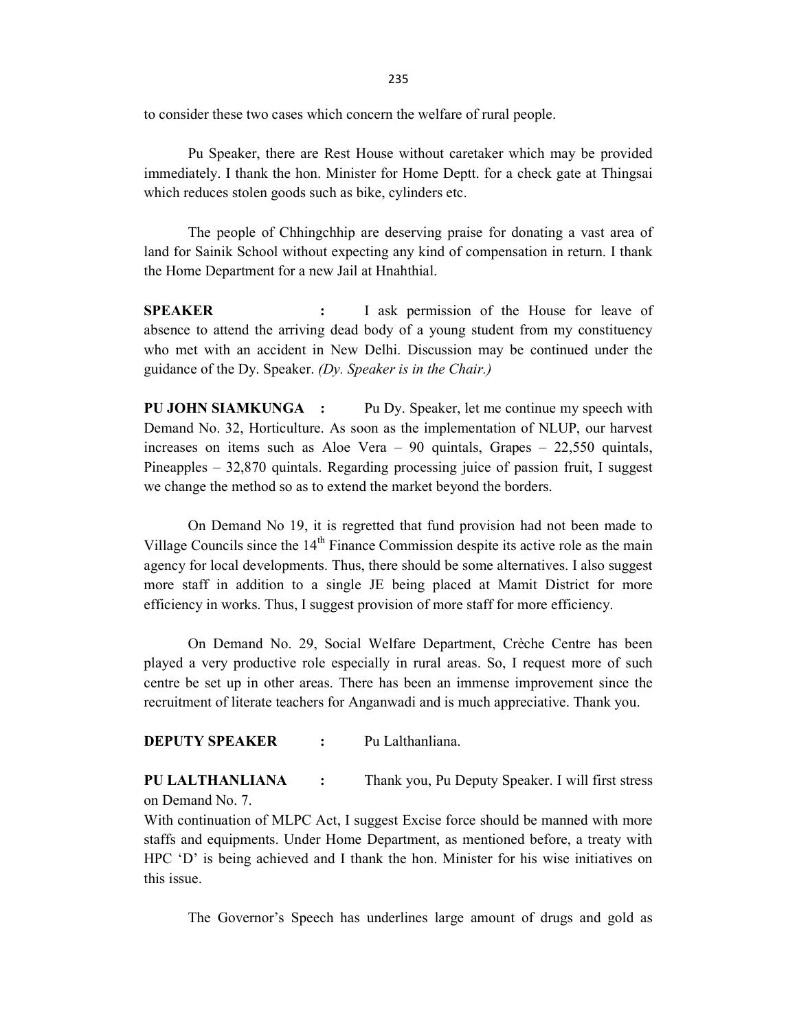to consider these two cases which concern the welfare of rural people.

Pu Speaker, there are Rest House without caretaker which may be provided immediately. I thank the hon. Minister for Home Deptt. for a check gate at Thingsai which reduces stolen goods such as bike, cylinders etc.

The people of Chhingchhip are deserving praise for donating a vast area of land for Sainik School without expecting any kind of compensation in return. I thank the Home Department for a new Jail at Hnahthial.

**SPEAKER** : I ask permission of the House for leave of absence to attend the arriving dead body of a young student from my constituency who met with an accident in New Delhi. Discussion may be continued under the guidance of the Dy. Speaker. *(Dy. Speaker is in the Chair.)*

**PU JOHN SIAMKUNGA** : Pu Dy. Speaker, let me continue my speech with Demand No. 32, Horticulture. As soon as the implementation of NLUP, our harvest increases on items such as Aloe Vera – 90 quintals, Grapes – 22,550 quintals, Pineapples – 32,870 quintals. Regarding processing juice of passion fruit, I suggest we change the method so as to extend the market beyond the borders.

On Demand No 19, it is regretted that fund provision had not been made to Village Councils since the 14th Finance Commission despite its active role as the main agency for local developments. Thus, there should be some alternatives. I also suggest more staff in addition to a single JE being placed at Mamit District for more efficiency in works. Thus, I suggest provision of more staff for more efficiency.

On Demand No. 29, Social Welfare Department, Crèche Centre has been played a very productive role especially in rural areas. So, I request more of such centre be set up in other areas. There has been an immense improvement since the recruitment of literate teachers for Anganwadi and is much appreciative. Thank you.

**DEPUTY SPEAKER** : Pu Lalthanliana.

**PU LALTHANLIANA** : Thank you, Pu Deputy Speaker. I will first stress on Demand No. 7.

With continuation of MLPC Act, I suggest Excise force should be manned with more staffs and equipments. Under Home Department, as mentioned before, a treaty with HPC 'D' is being achieved and I thank the hon. Minister for his wise initiatives on this issue.

The Governor's Speech has underlines large amount of drugs and gold as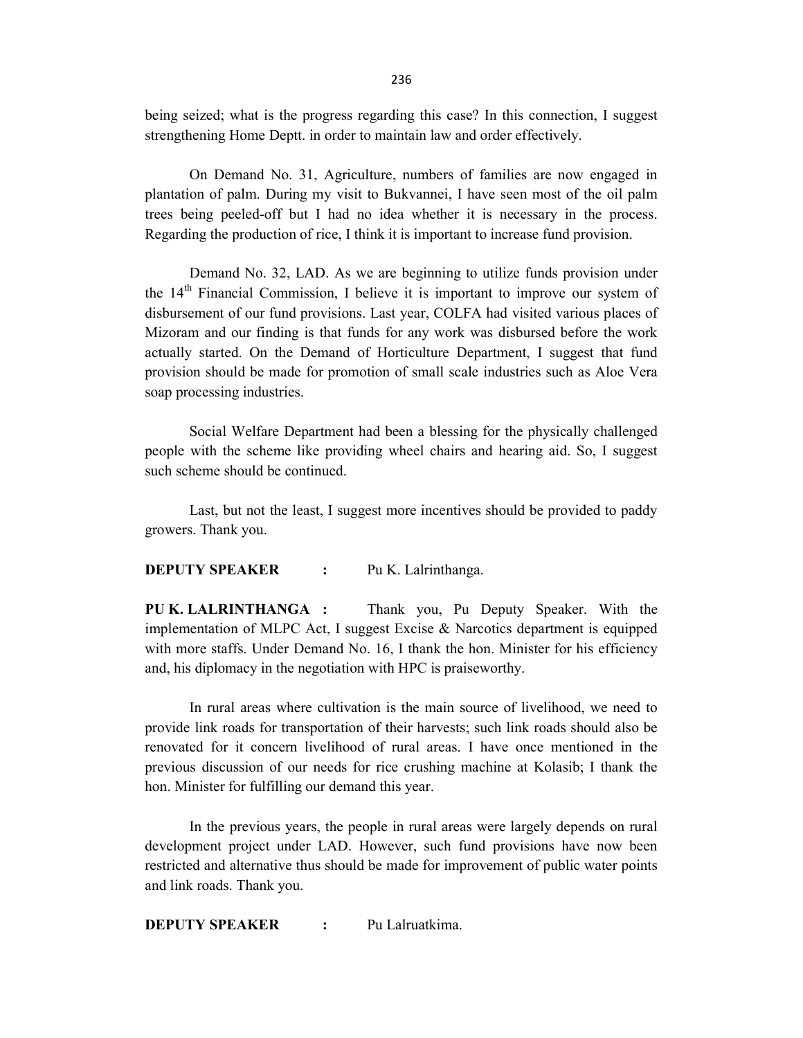being seized; what is the progress regarding this case? In this connection, I suggest strengthening Home Deptt. in order to maintain law and order effectively.

On Demand No. 31, Agriculture, numbers of families are now engaged in plantation of palm. During my visit to Bukvannei, I have seen most of the oil palm trees being peeled-off but I had no idea whether it is necessary in the process. Regarding the production of rice, I think it is important to increase fund provision.

Demand No. 32, LAD. As we are beginning to utilize funds provision under the 14th Financial Commission, I believe it is important to improve our system of disbursement of our fund provisions. Last year, COLFA had visited various places of Mizoram and our finding is that funds for any work was disbursed before the work actually started. On the Demand of Horticulture Department, I suggest that fund provision should be made for promotion of small scale industries such as Aloe Vera soap processing industries.

Social Welfare Department had been a blessing for the physically challenged people with the scheme like providing wheel chairs and hearing aid. So, I suggest such scheme should be continued.

Last, but not the least, I suggest more incentives should be provided to paddy growers. Thank you.

**DEPUTY SPEAKER :** Pu K. Lalrinthanga.

**PU K. LALRINTHANGA :** Thank you, Pu Deputy Speaker. With the implementation of MLPC Act, I suggest Excise & Narcotics department is equipped with more staffs. Under Demand No. 16, I thank the hon. Minister for his efficiency and, his diplomacy in the negotiation with HPC is praiseworthy.

In rural areas where cultivation is the main source of livelihood, we need to provide link roads for transportation of their harvests; such link roads should also be renovated for it concern livelihood of rural areas. I have once mentioned in the previous discussion of our needs for rice crushing machine at Kolasib; I thank the hon. Minister for fulfilling our demand this year.

In the previous years, the people in rural areas were largely depends on rural development project under LAD. However, such fund provisions have now been restricted and alternative thus should be made for improvement of public water points and link roads. Thank you.

**DEPUTY SPEAKER :** Pu Lalruatkima.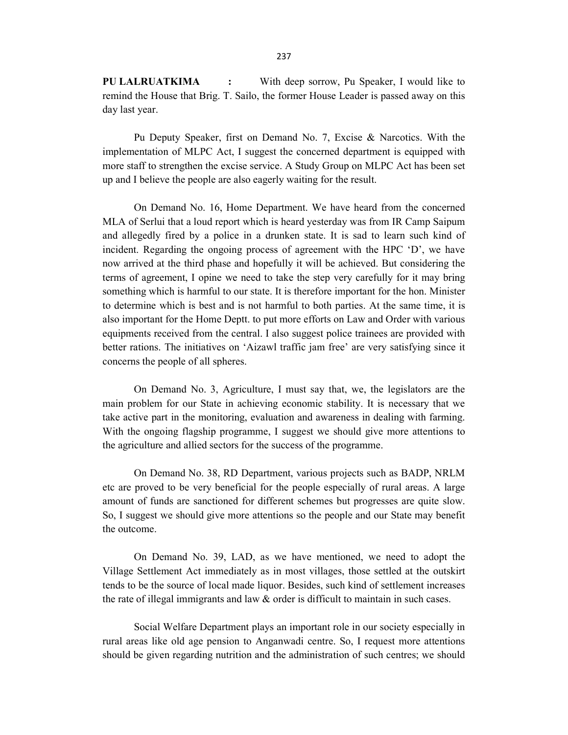**PU LALRUATKIMA :** With deep sorrow, Pu Speaker, I would like to remind the House that Brig. T. Sailo, the former House Leader is passed away on this day last year.

Pu Deputy Speaker, first on Demand No. 7, Excise & Narcotics. With the implementation of MLPC Act, I suggest the concerned department is equipped with more staff to strengthen the excise service. A Study Group on MLPC Act has been set up and I believe the people are also eagerly waiting for the result.

On Demand No. 16, Home Department. We have heard from the concerned MLA of Serlui that a loud report which is heard yesterday was from IR Camp Saipum and allegedly fired by a police in a drunken state. It is sad to learn such kind of incident. Regarding the ongoing process of agreement with the HPC 'D', we have now arrived at the third phase and hopefully it will be achieved. But considering the terms of agreement, I opine we need to take the step very carefully for it may bring something which is harmful to our state. It is therefore important for the hon. Minister to determine which is best and is not harmful to both parties. At the same time, it is also important for the Home Deptt. to put more efforts on Law and Order with various equipments received from the central. I also suggest police trainees are provided with better rations. The initiatives on 'Aizawl traffic jam free' are very satisfying since it concerns the people of all spheres.

On Demand No. 3, Agriculture, I must say that, we, the legislators are the main problem for our State in achieving economic stability. It is necessary that we take active part in the monitoring, evaluation and awareness in dealing with farming. With the ongoing flagship programme, I suggest we should give more attentions to the agriculture and allied sectors for the success of the programme.

On Demand No. 38, RD Department, various projects such as BADP, NRLM etc are proved to be very beneficial for the people especially of rural areas. A large amount of funds are sanctioned for different schemes but progresses are quite slow. So, I suggest we should give more attentions so the people and our State may benefit the outcome.

On Demand No. 39, LAD, as we have mentioned, we need to adopt the Village Settlement Act immediately as in most villages, those settled at the outskirt tends to be the source of local made liquor. Besides, such kind of settlement increases the rate of illegal immigrants and law & order is difficult to maintain in such cases.

Social Welfare Department plays an important role in our society especially in rural areas like old age pension to Anganwadi centre. So, I request more attentions should be given regarding nutrition and the administration of such centres; we should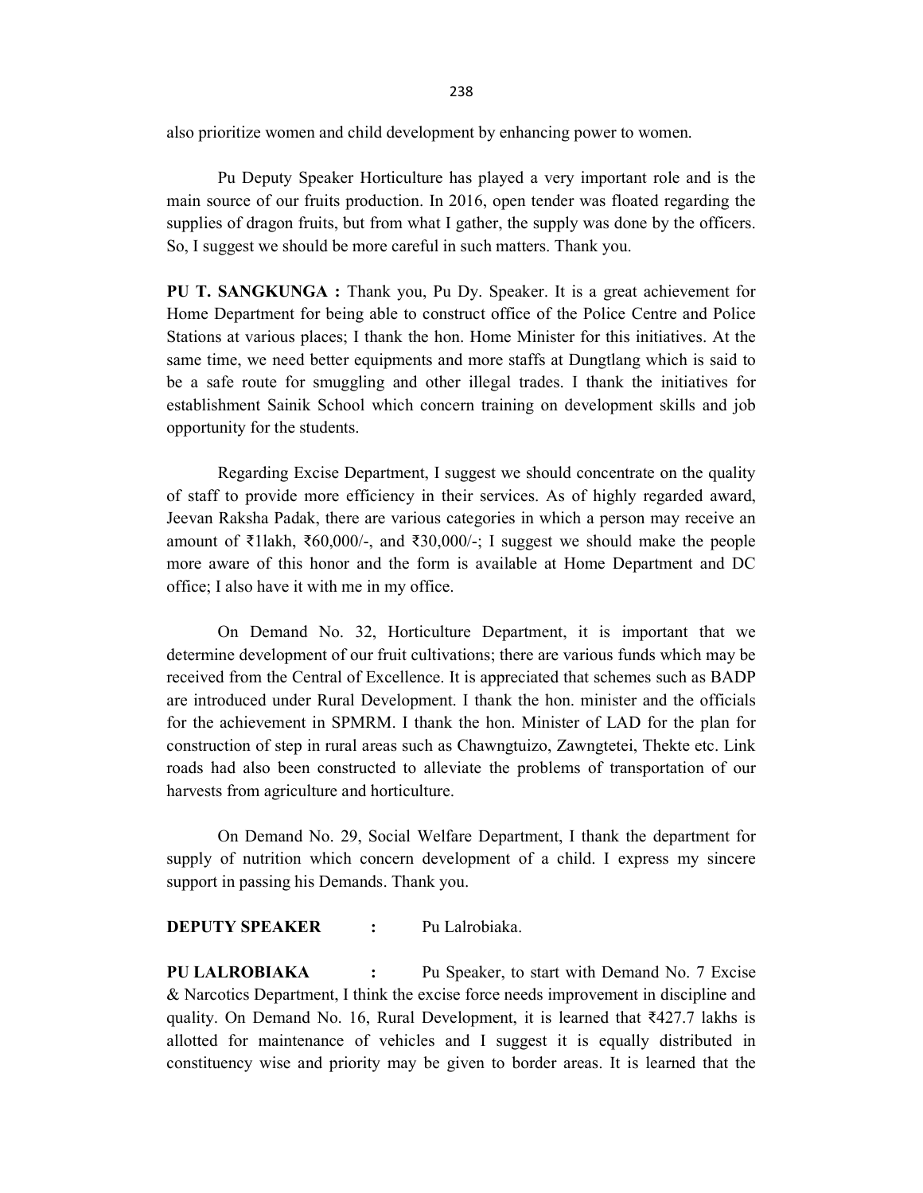also prioritize women and child development by enhancing power to women.

Pu Deputy Speaker Horticulture has played a very important role and is the main source of our fruits production. In 2016, open tender was floated regarding the supplies of dragon fruits, but from what I gather, the supply was done by the officers. So, I suggest we should be more careful in such matters. Thank you.

**PU T. SANGKUNGA :** Thank you, Pu Dy. Speaker. It is a great achievement for Home Department for being able to construct office of the Police Centre and Police Stations at various places; I thank the hon. Home Minister for this initiatives. At the same time, we need better equipments and more staffs at Dungtlang which is said to be a safe route for smuggling and other illegal trades. I thank the initiatives for establishment Sainik School which concern training on development skills and job opportunity for the students.

Regarding Excise Department, I suggest we should concentrate on the quality of staff to provide more efficiency in their services. As of highly regarded award, Jeevan Raksha Padak, there are various categories in which a person may receive an amount of ₹1lakh, ₹60,000/-, and ₹30,000/-; I suggest we should make the people more aware of this honor and the form is available at Home Department and DC office; I also have it with me in my office.

On Demand No. 32, Horticulture Department, it is important that we determine development of our fruit cultivations; there are various funds which may be received from the Central of Excellence. It is appreciated that schemes such as BADP are introduced under Rural Development. I thank the hon. minister and the officials for the achievement in SPMRM. I thank the hon. Minister of LAD for the plan for construction of step in rural areas such as Chawngtuizo, Zawngtetei, Thekte etc. Link roads had also been constructed to alleviate the problems of transportation of our harvests from agriculture and horticulture.

On Demand No. 29, Social Welfare Department, I thank the department for supply of nutrition which concern development of a child. I express my sincere support in passing his Demands. Thank you.

**DEPUTY SPEAKER :** Pu Lalrobiaka.

**PU LALROBIAKA :** Pu Speaker, to start with Demand No. 7 Excise & Narcotics Department, I think the excise force needs improvement in discipline and quality. On Demand No. 16, Rural Development, it is learned that ₹427.7 lakhs is allotted for maintenance of vehicles and I suggest it is equally distributed in constituency wise and priority may be given to border areas. It is learned that the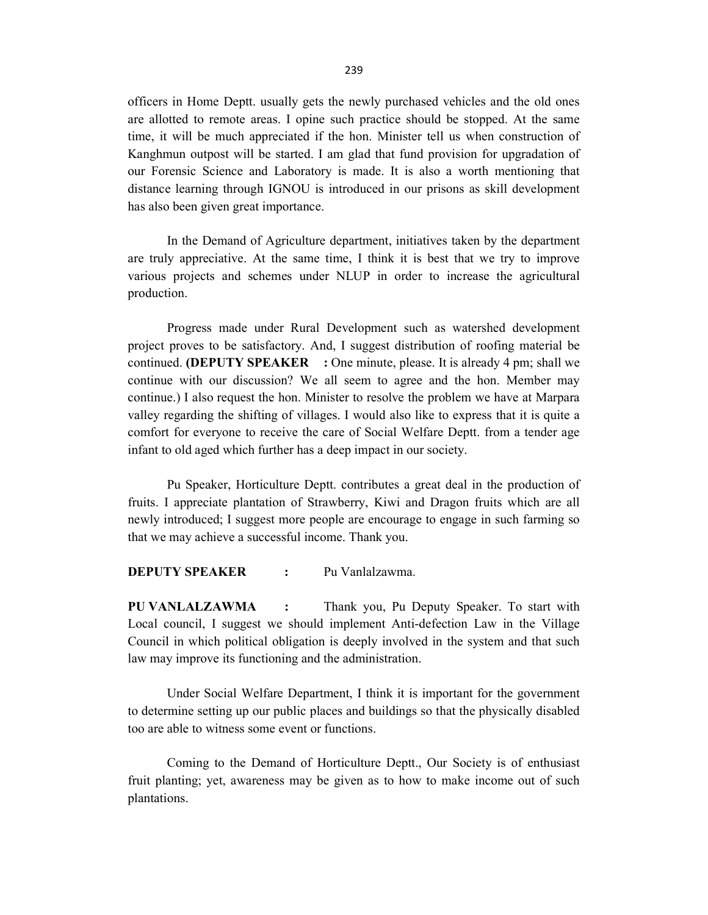officers in Home Deptt. usually gets the newly purchased vehicles and the old ones are allotted to remote areas. I opine such practice should be stopped. At the same time, it will be much appreciated if the hon. Minister tell us when construction of Kanghmun outpost will be started. I am glad that fund provision for upgradation of our Forensic Science and Laboratory is made. It is also a worth mentioning that distance learning through IGNOU is introduced in our prisons as skill development has also been given great importance.

In the Demand of Agriculture department, initiatives taken by the department are truly appreciative. At the same time, I think it is best that we try to improve various projects and schemes under NLUP in order to increase the agricultural production.

Progress made under Rural Development such as watershed development project proves to be satisfactory. And, I suggest distribution of roofing material be continued. **(DEPUTY SPEAKER :** One minute, please. It is already 4 pm; shall we continue with our discussion? We all seem to agree and the hon. Member may continue.) I also request the hon. Minister to resolve the problem we have at Marpara valley regarding the shifting of villages. I would also like to express that it is quite a comfort for everyone to receive the care of Social Welfare Deptt. from a tender age infant to old aged which further has a deep impact in our society.

Pu Speaker, Horticulture Deptt. contributes a great deal in the production of fruits. I appreciate plantation of Strawberry, Kiwi and Dragon fruits which are all newly introduced; I suggest more people are encourage to engage in such farming so that we may achieve a successful income. Thank you.

**DEPUTY SPEAKER :** Pu Vanlalzawma.

**PU VANLALZAWMA :** Thank you, Pu Deputy Speaker. To start with Local council, I suggest we should implement Anti-defection Law in the Village Council in which political obligation is deeply involved in the system and that such law may improve its functioning and the administration.

Under Social Welfare Department, I think it is important for the government to determine setting up our public places and buildings so that the physically disabled too are able to witness some event or functions.

Coming to the Demand of Horticulture Deptt., Our Society is of enthusiast fruit planting; yet, awareness may be given as to how to make income out of such plantations.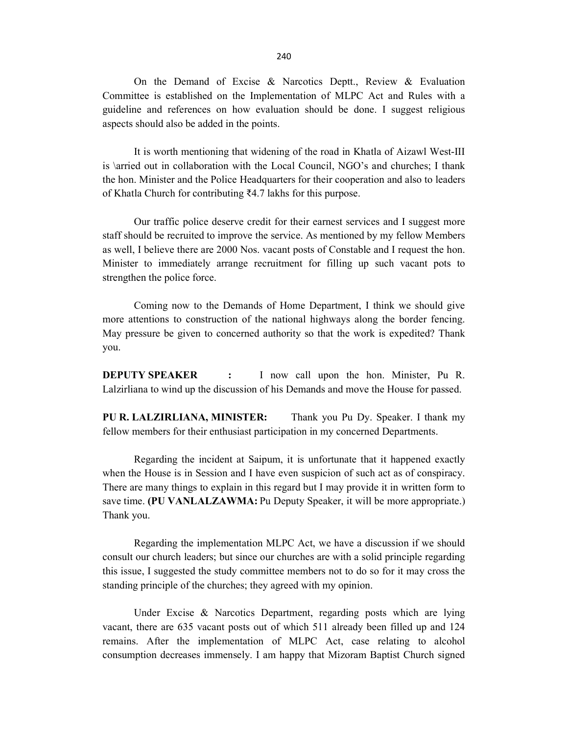On the Demand of Excise & Narcotics Deptt., Review & Evaluation Committee is established on the Implementation of MLPC Act and Rules with a guideline and references on how evaluation should be done. I suggest religious aspects should also be added in the points.

It is worth mentioning that widening of the road in Khatla of Aizawl West-III is \arried out in collaboration with the Local Council, NGO's and churches; I thank the hon. Minister and the Police Headquarters for their cooperation and also to leaders of Khatla Church for contributing ₹4.7 lakhs for this purpose.

Our traffic police deserve credit for their earnest services and I suggest more staff should be recruited to improve the service. As mentioned by my fellow Members as well, I believe there are 2000 Nos. vacant posts of Constable and I request the hon. Minister to immediately arrange recruitment for filling up such vacant pots to strengthen the police force.

Coming now to the Demands of Home Department, I think we should give more attentions to construction of the national highways along the border fencing. May pressure be given to concerned authority so that the work is expedited? Thank you.

**DEPUTY SPEAKER :** I now call upon the hon. Minister, Pu R. Lalzirliana to wind up the discussion of his Demands and move the House for passed.

**PU R. LALZIRLIANA, MINISTER:** Thank you Pu Dy. Speaker. I thank my fellow members for their enthusiast participation in my concerned Departments.

Regarding the incident at Saipum, it is unfortunate that it happened exactly when the House is in Session and I have even suspicion of such act as of conspiracy. There are many things to explain in this regard but I may provide it in written form to save time. **(PU VANLALZAWMA:** Pu Deputy Speaker, it will be more appropriate.) Thank you.

Regarding the implementation MLPC Act, we have a discussion if we should consult our church leaders; but since our churches are with a solid principle regarding this issue, I suggested the study committee members not to do so for it may cross the standing principle of the churches; they agreed with my opinion.

Under Excise & Narcotics Department, regarding posts which are lying vacant, there are 635 vacant posts out of which 511 already been filled up and 124 remains. After the implementation of MLPC Act, case relating to alcohol consumption decreases immensely. I am happy that Mizoram Baptist Church signed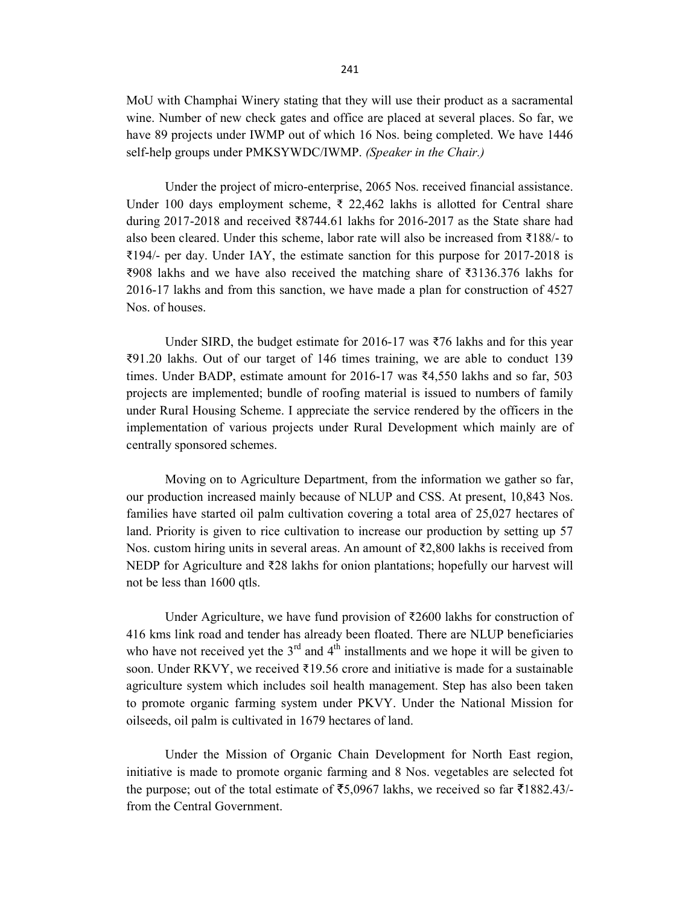MoU with Champhai Winery stating that they will use their product as a sacramental wine. Number of new check gates and office are placed at several places. So far, we have 89 projects under IWMP out of which 16 Nos. being completed. We have 1446 self-help groups under PMKSYWDC/IWMP. *(Speaker in the Chair.)*

Under the project of micro-enterprise, 2065 Nos. received financial assistance. Under 100 days employment scheme, ₹ 22,462 lakhs is allotted for Central share during 2017-2018 and received ₹8744.61 lakhs for 2016-2017 as the State share had also been cleared. Under this scheme, labor rate will also be increased from ₹188/- to ₹194/- per day. Under IAY, the estimate sanction for this purpose for 2017-2018 is ₹908 lakhs and we have also received the matching share of ₹3136.376 lakhs for 2016-17 lakhs and from this sanction, we have made a plan for construction of 4527 Nos. of houses.

Under SIRD, the budget estimate for 2016-17 was ₹76 lakhs and for this year ₹91.20 lakhs. Out of our target of 146 times training, we are able to conduct 139 times. Under BADP, estimate amount for 2016-17 was ₹4,550 lakhs and so far, 503 projects are implemented; bundle of roofing material is issued to numbers of family under Rural Housing Scheme. I appreciate the service rendered by the officers in the implementation of various projects under Rural Development which mainly are of centrally sponsored schemes.

Moving on to Agriculture Department, from the information we gather so far, our production increased mainly because of NLUP and CSS. At present, 10,843 Nos. families have started oil palm cultivation covering a total area of 25,027 hectares of land. Priority is given to rice cultivation to increase our production by setting up 57 Nos. custom hiring units in several areas. An amount of ₹2,800 lakhs is received from NEDP for Agriculture and ₹28 lakhs for onion plantations; hopefully our harvest will not be less than 1600 qtls.

Under Agriculture, we have fund provision of ₹2600 lakhs for construction of 416 kms link road and tender has already been floated. There are NLUP beneficiaries who have not received yet the 3rd and 4th installments and we hope it will be given to soon. Under RKVY, we received ₹19.56 crore and initiative is made for a sustainable agriculture system which includes soil health management. Step has also been taken to promote organic farming system under PKVY. Under the National Mission for oilseeds, oil palm is cultivated in 1679 hectares of land.

Under the Mission of Organic Chain Development for North East region, initiative is made to promote organic farming and 8 Nos. vegetables are selected fot the purpose; out of the total estimate of ₹5,0967 lakhs, we received so far ₹1882.43/- from the Central Government.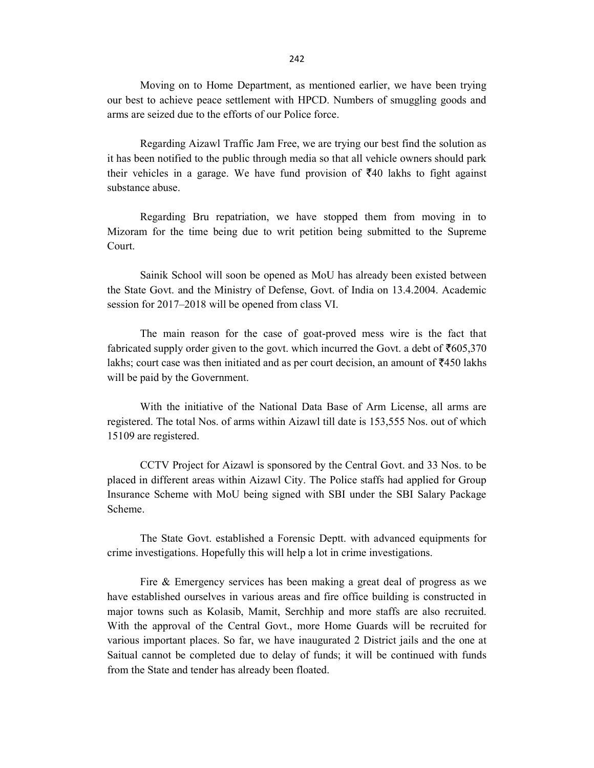Moving on to Home Department, as mentioned earlier, we have been trying our best to achieve peace settlement with HPCD. Numbers of smuggling goods and arms are seized due to the efforts of our Police force.

Regarding Aizawl Traffic Jam Free, we are trying our best find the solution as it has been notified to the public through media so that all vehicle owners should park their vehicles in a garage. We have fund provision of ₹40 lakhs to fight against substance abuse.

Regarding Bru repatriation, we have stopped them from moving in to Mizoram for the time being due to writ petition being submitted to the Supreme Court.

Sainik School will soon be opened as MoU has already been existed between the State Govt. and the Ministry of Defense, Govt. of India on 13.4.2004. Academic session for 2017–2018 will be opened from class VI.

The main reason for the case of goat-proved mess wire is the fact that fabricated supply order given to the govt. which incurred the Govt. a debt of ₹605,370 lakhs; court case was then initiated and as per court decision, an amount of ₹450 lakhs will be paid by the Government.

With the initiative of the National Data Base of Arm License, all arms are registered. The total Nos. of arms within Aizawl till date is 153,555 Nos. out of which 15109 are registered.

CCTV Project for Aizawl is sponsored by the Central Govt. and 33 Nos. to be placed in different areas within Aizawl City. The Police staffs had applied for Group Insurance Scheme with MoU being signed with SBI under the SBI Salary Package Scheme.

The State Govt. established a Forensic Deptt. with advanced equipments for crime investigations. Hopefully this will help a lot in crime investigations.

Fire & Emergency services has been making a great deal of progress as we have established ourselves in various areas and fire office building is constructed in major towns such as Kolasib, Mamit, Serchhip and more staffs are also recruited. With the approval of the Central Govt., more Home Guards will be recruited for various important places. So far, we have inaugurated 2 District jails and the one at Saitual cannot be completed due to delay of funds; it will be continued with funds from the State and tender has already been floated.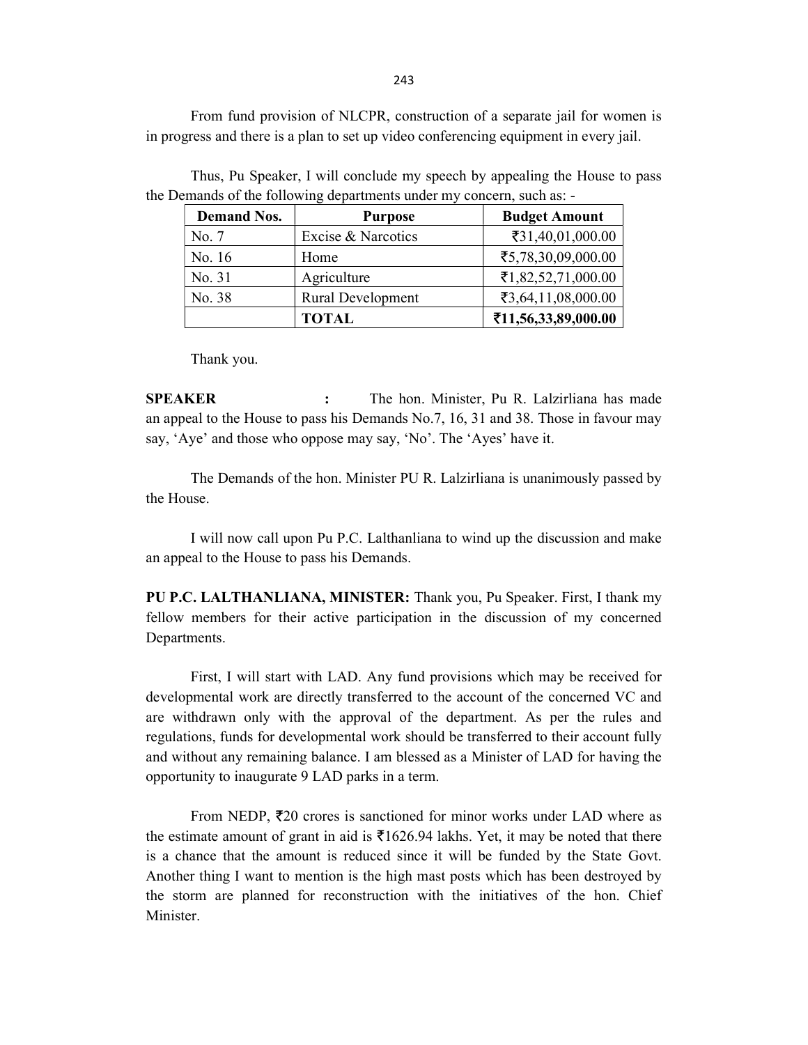From fund provision of NLCPR, construction of a separate jail for women is in progress and there is a plan to set up video conferencing equipment in every jail.

Thus, Pu Speaker, I will conclude my speech by appealing the House to pass the Demands of the following departments under my concern, such as: -

| Demand Nos. | Purpose | Budget Amount |
|---|---|---|
| No. 7 | Excise & Narcotics | ₹31,40,01,000.00 |
| No. 16 | Home | ₹5,78,30,09,000.00 |
| No. 31 | Agriculture | ₹1,82,52,71,000.00 |
| No. 38 | Rural Development | ₹3,64,11,08,000.00 |
| | **TOTAL** | **₹11,56,33,89,000.00** |

Thank you.

**SPEAKER :** The hon. Minister, Pu R. Lalzirliana has made an appeal to the House to pass his Demands No.7, 16, 31 and 38. Those in favour may say, 'Aye' and those who oppose may say, 'No'. The 'Ayes' have it.

The Demands of the hon. Minister PU R. Lalzirliana is unanimously passed by the House.

I will now call upon Pu P.C. Lalthanliana to wind up the discussion and make an appeal to the House to pass his Demands.

**PU P.C. LALTHANLIANA, MINISTER:** Thank you, Pu Speaker. First, I thank my fellow members for their active participation in the discussion of my concerned Departments.

First, I will start with LAD. Any fund provisions which may be received for developmental work are directly transferred to the account of the concerned VC and are withdrawn only with the approval of the department. As per the rules and regulations, funds for developmental work should be transferred to their account fully and without any remaining balance. I am blessed as a Minister of LAD for having the opportunity to inaugurate 9 LAD parks in a term.

From NEDP, ₹20 crores is sanctioned for minor works under LAD where as the estimate amount of grant in aid is ₹1626.94 lakhs. Yet, it may be noted that there is a chance that the amount is reduced since it will be funded by the State Govt. Another thing I want to mention is the high mast posts which has been destroyed by the storm are planned for reconstruction with the initiatives of the hon. Chief Minister.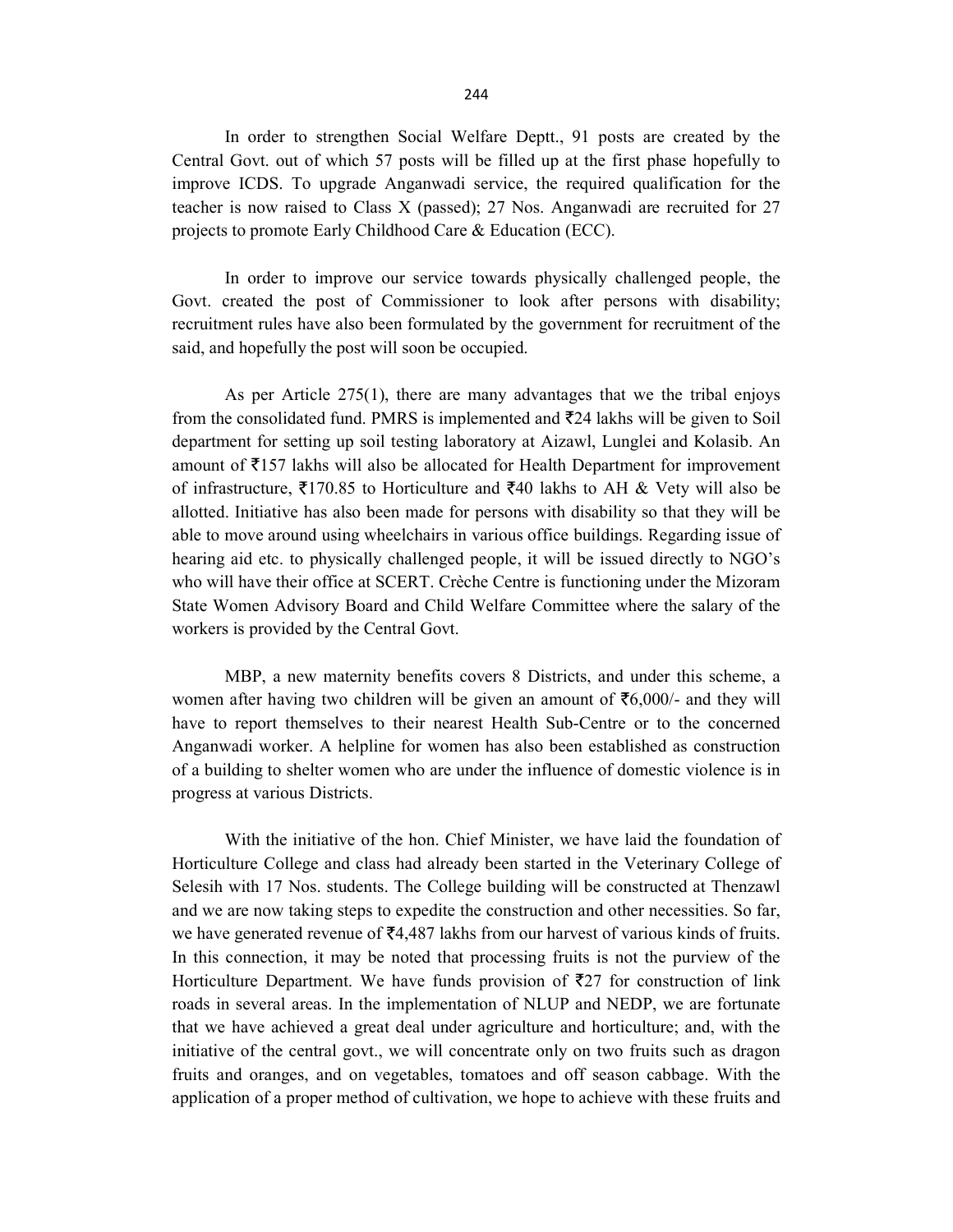In order to strengthen Social Welfare Deptt., 91 posts are created by the Central Govt. out of which 57 posts will be filled up at the first phase hopefully to improve ICDS. To upgrade Anganwadi service, the required qualification for the teacher is now raised to Class X (passed); 27 Nos. Anganwadi are recruited for 27 projects to promote Early Childhood Care & Education (ECC).

In order to improve our service towards physically challenged people, the Govt. created the post of Commissioner to look after persons with disability; recruitment rules have also been formulated by the government for recruitment of the said, and hopefully the post will soon be occupied.

As per Article 275(1), there are many advantages that we the tribal enjoys from the consolidated fund. PMRS is implemented and ₹24 lakhs will be given to Soil department for setting up soil testing laboratory at Aizawl, Lunglei and Kolasib. An amount of ₹157 lakhs will also be allocated for Health Department for improvement of infrastructure, ₹170.85 to Horticulture and ₹40 lakhs to AH & Vety will also be allotted. Initiative has also been made for persons with disability so that they will be able to move around using wheelchairs in various office buildings. Regarding issue of hearing aid etc. to physically challenged people, it will be issued directly to NGO's who will have their office at SCERT. Crèche Centre is functioning under the Mizoram State Women Advisory Board and Child Welfare Committee where the salary of the workers is provided by the Central Govt.

MBP, a new maternity benefits covers 8 Districts, and under this scheme, a women after having two children will be given an amount of ₹6,000/- and they will have to report themselves to their nearest Health Sub-Centre or to the concerned Anganwadi worker. A helpline for women has also been established as construction of a building to shelter women who are under the influence of domestic violence is in progress at various Districts.

With the initiative of the hon. Chief Minister, we have laid the foundation of Horticulture College and class had already been started in the Veterinary College of Selesih with 17 Nos. students. The College building will be constructed at Thenzawl and we are now taking steps to expedite the construction and other necessities. So far, we have generated revenue of ₹4,487 lakhs from our harvest of various kinds of fruits. In this connection, it may be noted that processing fruits is not the purview of the Horticulture Department. We have funds provision of ₹27 for construction of link roads in several areas. In the implementation of NLUP and NEDP, we are fortunate that we have achieved a great deal under agriculture and horticulture; and, with the initiative of the central govt., we will concentrate only on two fruits such as dragon fruits and oranges, and on vegetables, tomatoes and off season cabbage. With the application of a proper method of cultivation, we hope to achieve with these fruits and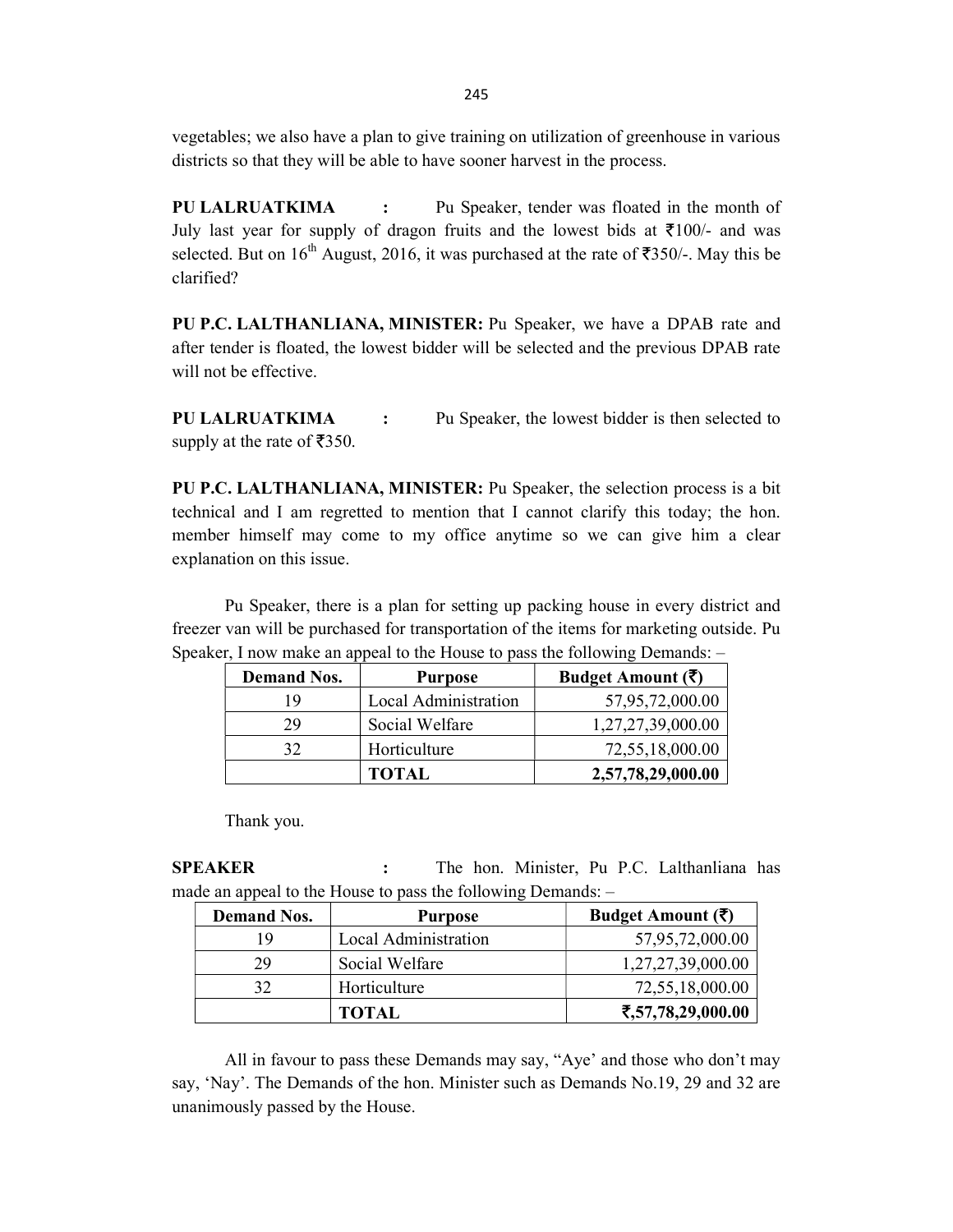vegetables; we also have a plan to give training on utilization of greenhouse in various districts so that they will be able to have sooner harvest in the process.

**PU LALRUATKIMA :** Pu Speaker, tender was floated in the month of July last year for supply of dragon fruits and the lowest bids at ₹100/- and was selected. But on 16th August, 2016, it was purchased at the rate of ₹350/-. May this be clarified?

**PU P.C. LALTHANLIANA, MINISTER:** Pu Speaker, we have a DPAB rate and after tender is floated, the lowest bidder will be selected and the previous DPAB rate will not be effective.

**PU LALRUATKIMA :** Pu Speaker, the lowest bidder is then selected to supply at the rate of ₹350.

**PU P.C. LALTHANLIANA, MINISTER:** Pu Speaker, the selection process is a bit technical and I am regretted to mention that I cannot clarify this today; the hon. member himself may come to my office anytime so we can give him a clear explanation on this issue.

Pu Speaker, there is a plan for setting up packing house in every district and freezer van will be purchased for transportation of the items for marketing outside. Pu Speaker, I now make an appeal to the House to pass the following Demands: –

| Demand Nos. | Purpose | Budget Amount (₹) |
|---|---|---|
| 19 | Local Administration | 57,95,72,000.00 |
| 29 | Social Welfare | 1,27,27,39,000.00 |
| 32 | Horticulture | 72,55,18,000.00 |
| | **TOTAL** | **2,57,78,29,000.00** |

Thank you.

**SPEAKER :** The hon. Minister, Pu P.C. Lalthanliana has made an appeal to the House to pass the following Demands: –

| Demand Nos. | Purpose | Budget Amount (₹) |
|---|---|---|
| 19 | Local Administration | 57,95,72,000.00 |
| 29 | Social Welfare | 1,27,27,39,000.00 |
| 32 | Horticulture | 72,55,18,000.00 |
| | **TOTAL** | **₹,57,78,29,000.00** |

All in favour to pass these Demands may say, "Aye' and those who don't may say, 'Nay'. The Demands of the hon. Minister such as Demands No.19, 29 and 32 are unanimously passed by the House.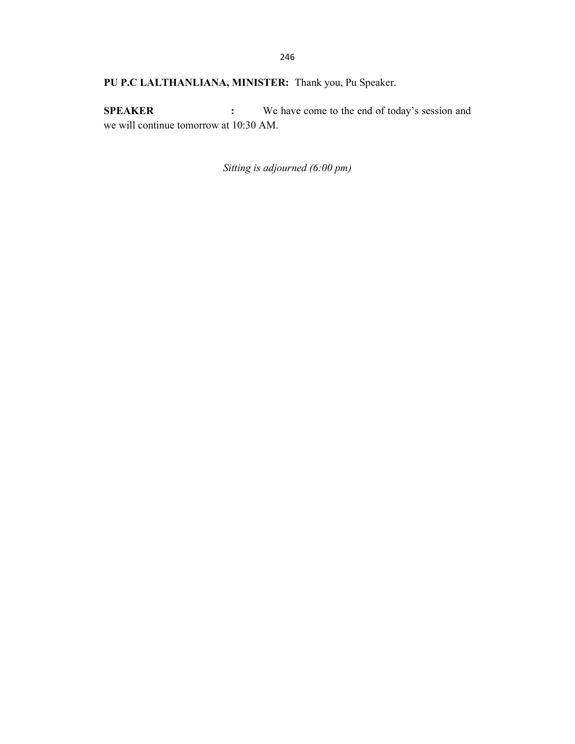**PU P.C LALTHANLIANA, MINISTER:** Thank you, Pu Speaker.

**SPEAKER :** We have come to the end of today's session and we will continue tomorrow at 10:30 AM.

*Sitting is adjourned (6:00 pm)*